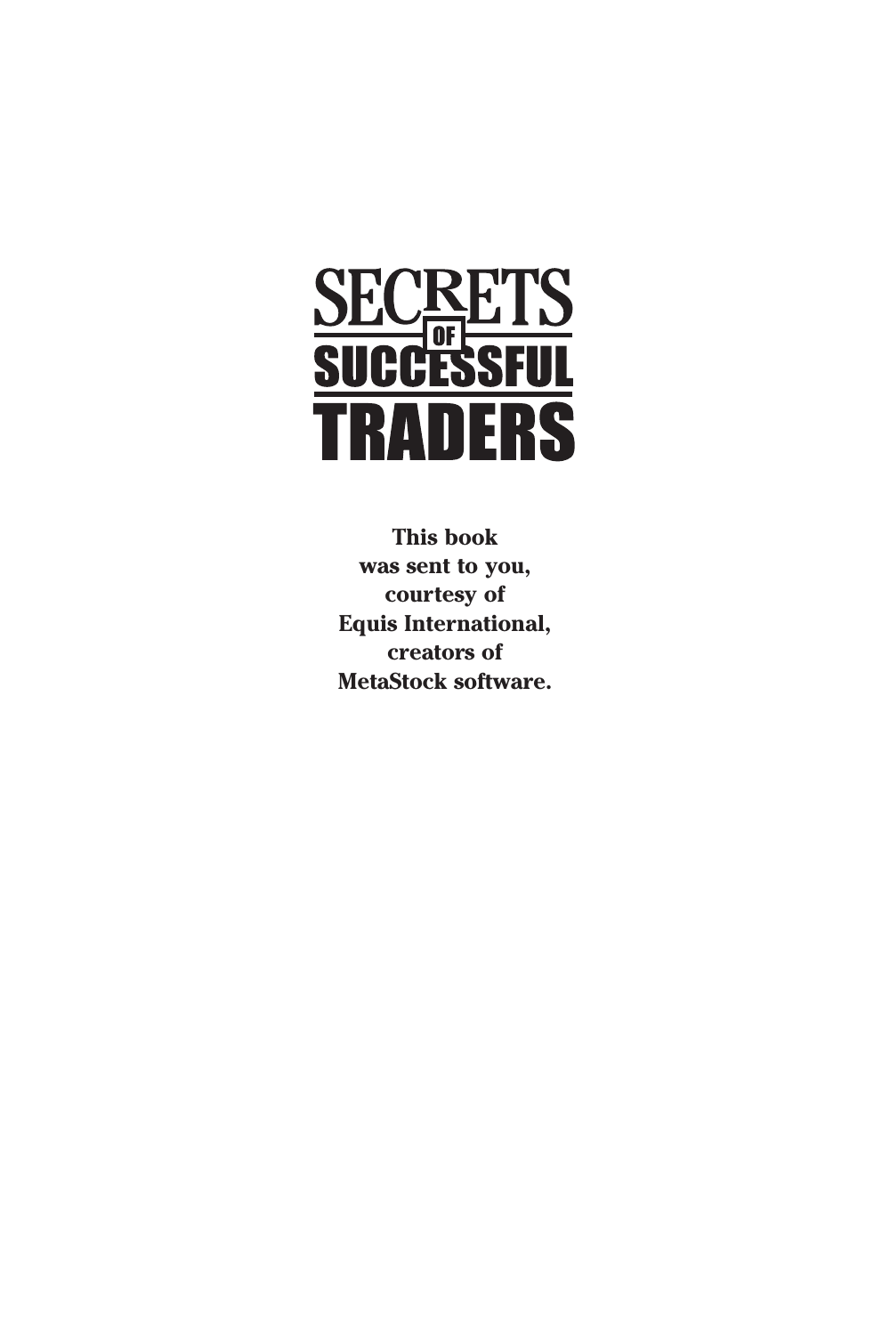# SECRETS OF SUCCESSFUL TRADERS

**This book was sent to you, courtesy of Equis International, creators of MetaStock software.**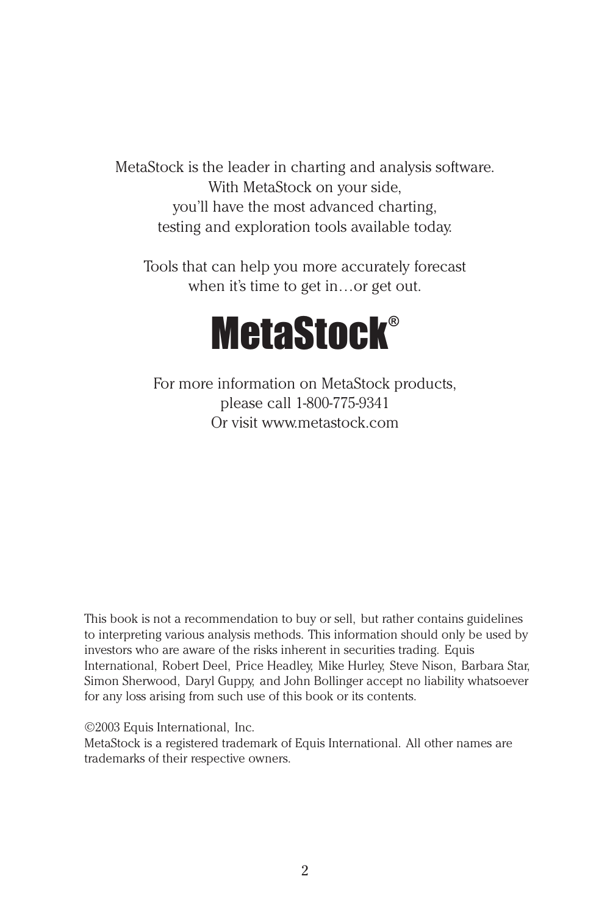MetaStock is the leader in charting and analysis software.
With MetaStock on your side,
you'll have the most advanced charting,
testing and exploration tools available today.

Tools that can help you more accurately forecast
when it's time to get in…or get out.

# MetaStock®

For more information on MetaStock products,
please call 1-800-775-9341
Or visit www.metastock.com

This book is not a recommendation to buy or sell, but rather contains guidelines to interpreting various analysis methods. This information should only be used by investors who are aware of the risks inherent in securities trading. Equis International, Robert Deel, Price Headley, Mike Hurley, Steve Nison, Barbara Star, Simon Sherwood, Daryl Guppy, and John Bollinger accept no liability whatsoever for any loss arising from such use of this book or its contents.

©2003 Equis International, Inc.
MetaStock is a registered trademark of Equis International. All other names are trademarks of their respective owners.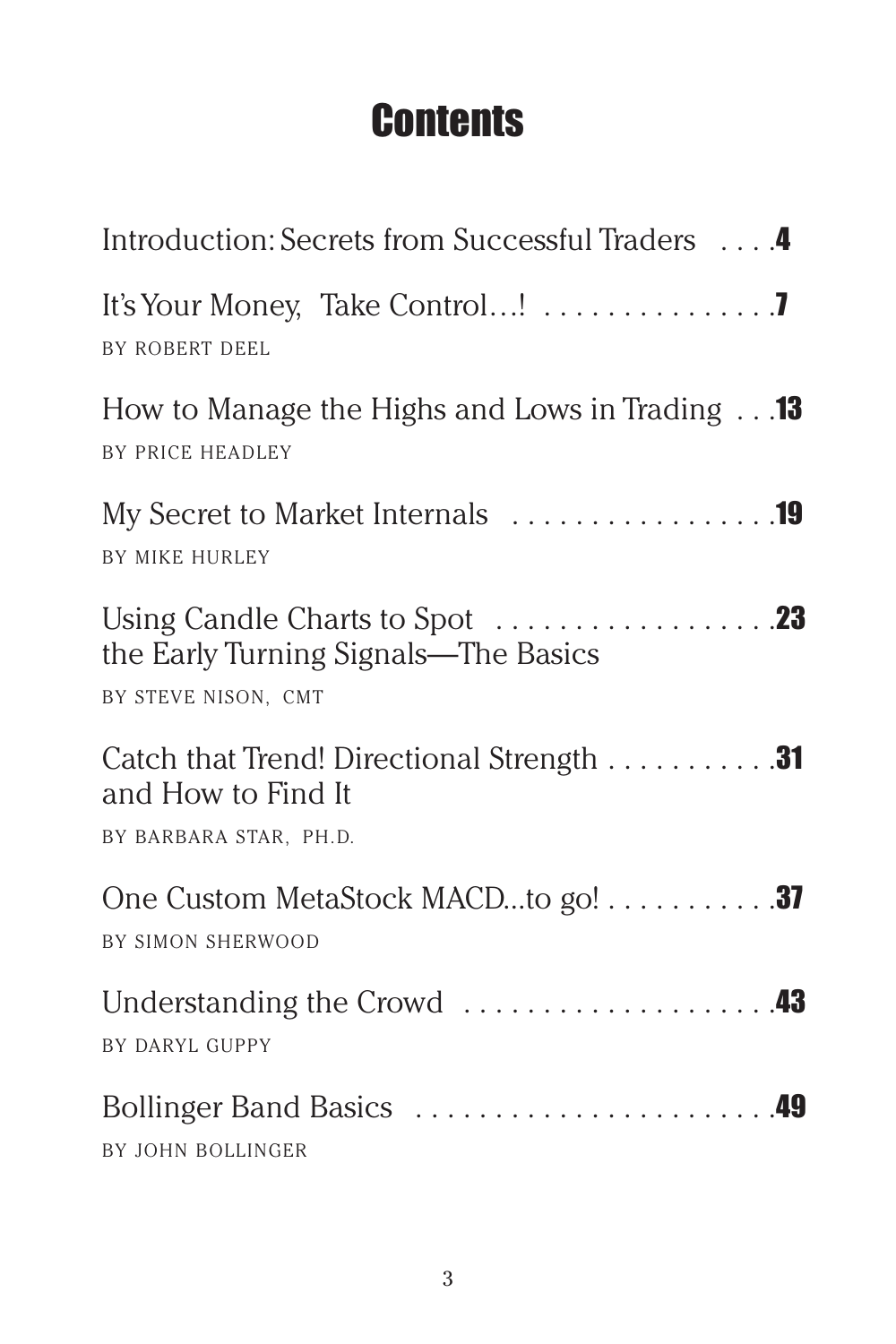# Contents

Introduction: Secrets from Successful Traders . . . . **4**

It's Your Money, Take Control…! . . . . . . . . . . . . . . . **7**
BY ROBERT DEEL

How to Manage the Highs and Lows in Trading . . . **13**
BY PRICE HEADLEY

My Secret to Market Internals . . . . . . . . . . . . . . . . . **19**
BY MIKE HURLEY

Using Candle Charts to Spot the Early Turning Signals—The Basics . . . . . . . . . . . . . . . . . . **23**
BY STEVE NISON, CMT

Catch that Trend! Directional Strength and How to Find It . . . . . . . . . . . **31**
BY BARBARA STAR, PH.D.

One Custom MetaStock MACD...to go! . . . . . . . . . . . **37**
BY SIMON SHERWOOD

Understanding the Crowd . . . . . . . . . . . . . . . . . . . . **43**
BY DARYL GUPPY

Bollinger Band Basics . . . . . . . . . . . . . . . . . . . . . . . **49**
BY JOHN BOLLINGER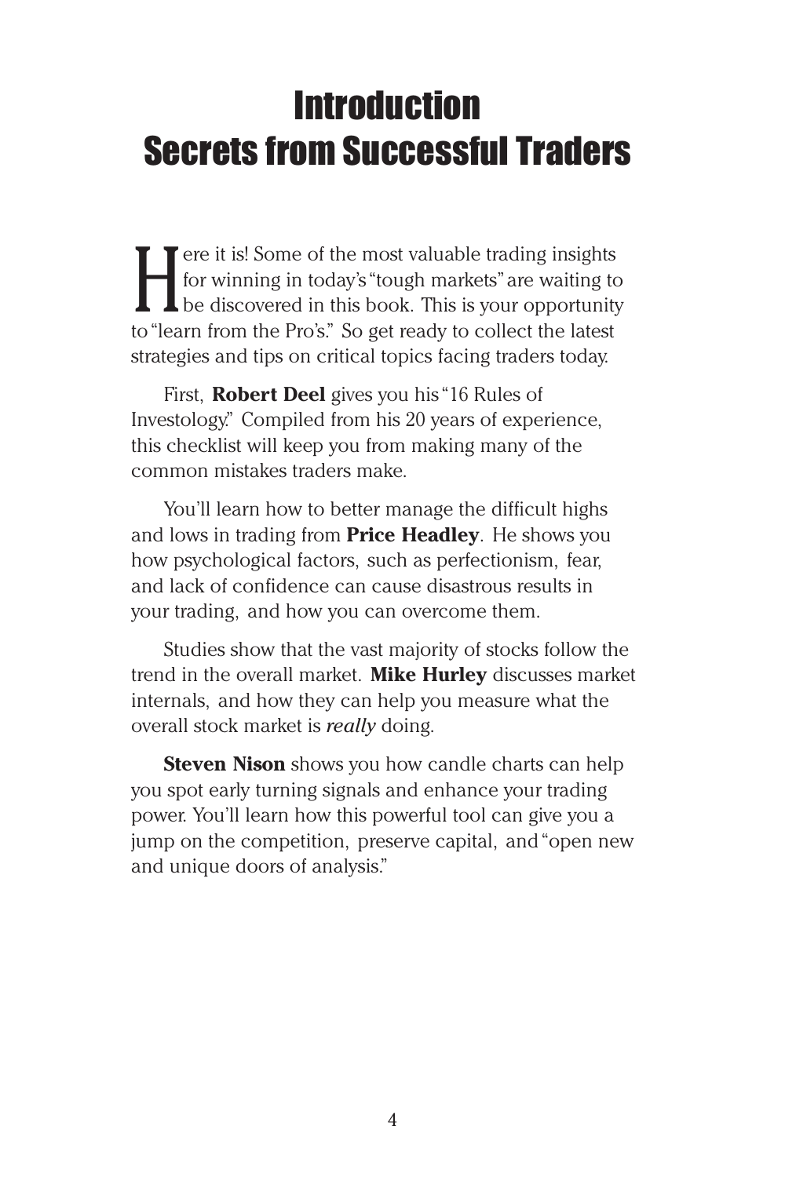# Introduction
# Secrets from Successful Traders

Here it is! Some of the most valuable trading insights for winning in today's "tough markets" are waiting to be discovered in this book. This is your opportunity to "learn from the Pro's." So get ready to collect the latest strategies and tips on critical topics facing traders today.

First, **Robert Deel** gives you his "16 Rules of Investology." Compiled from his 20 years of experience, this checklist will keep you from making many of the common mistakes traders make.

You'll learn how to better manage the difficult highs and lows in trading from **Price Headley**. He shows you how psychological factors, such as perfectionism, fear, and lack of confidence can cause disastrous results in your trading, and how you can overcome them.

Studies show that the vast majority of stocks follow the trend in the overall market. **Mike Hurley** discusses market internals, and how they can help you measure what the overall stock market is *really* doing.

**Steven Nison** shows you how candle charts can help you spot early turning signals and enhance your trading power. You'll learn how this powerful tool can give you a jump on the competition, preserve capital, and "open new and unique doors of analysis."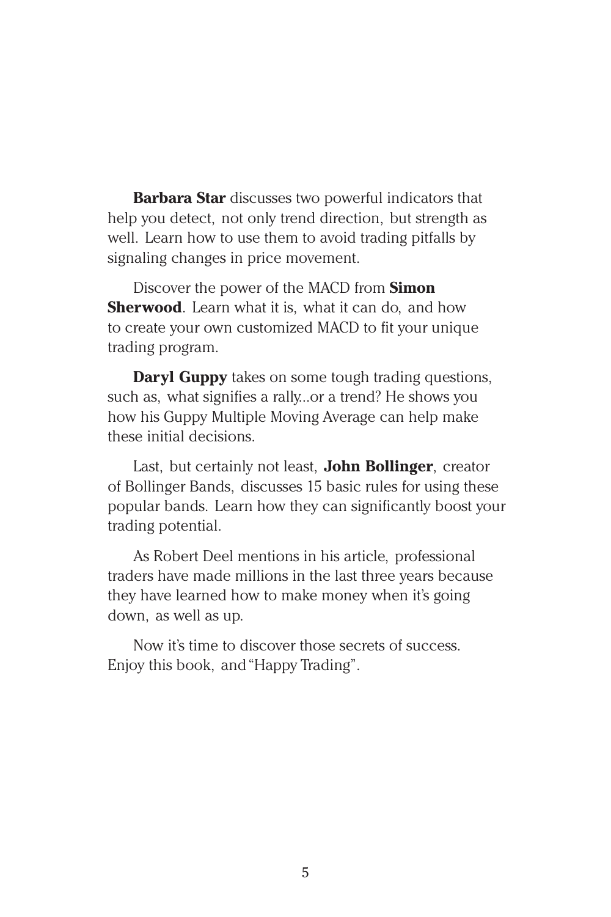**Barbara Star** discusses two powerful indicators that help you detect, not only trend direction, but strength as well. Learn how to use them to avoid trading pitfalls by signaling changes in price movement.

Discover the power of the MACD from **Simon Sherwood**. Learn what it is, what it can do, and how to create your own customized MACD to fit your unique trading program.

**Daryl Guppy** takes on some tough trading questions, such as, what signifies a rally...or a trend? He shows you how his Guppy Multiple Moving Average can help make these initial decisions.

Last, but certainly not least, **John Bollinger**, creator of Bollinger Bands, discusses 15 basic rules for using these popular bands. Learn how they can significantly boost your trading potential.

As Robert Deel mentions in his article, professional traders have made millions in the last three years because they have learned how to make money when it's going down, as well as up.

Now it's time to discover those secrets of success. Enjoy this book, and "Happy Trading".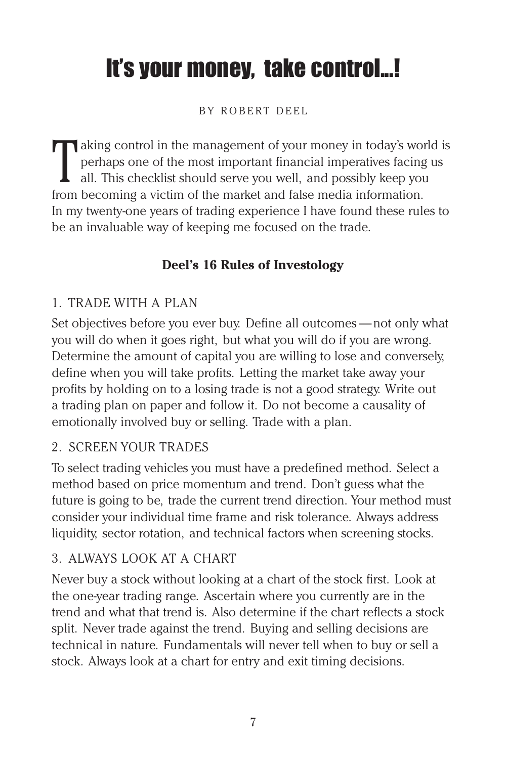# It's your money, take control...!

BY ROBERT DEEL

Taking control in the management of your money in today's world is perhaps one of the most important financial imperatives facing us all. This checklist should serve you well, and possibly keep you from becoming a victim of the market and false media information. In my twenty-one years of trading experience I have found these rules to be an invaluable way of keeping me focused on the trade.

## Deel's 16 Rules of Investology

### 1. TRADE WITH A PLAN

Set objectives before you ever buy. Define all outcomes — not only what you will do when it goes right, but what you will do if you are wrong. Determine the amount of capital you are willing to lose and conversely, define when you will take profits. Letting the market take away your profits by holding on to a losing trade is not a good strategy. Write out a trading plan on paper and follow it. Do not become a causality of emotionally involved buy or selling. Trade with a plan.

### 2. SCREEN YOUR TRADES

To select trading vehicles you must have a predefined method. Select a method based on price momentum and trend. Don't guess what the future is going to be, trade the current trend direction. Your method must consider your individual time frame and risk tolerance. Always address liquidity, sector rotation, and technical factors when screening stocks.

### 3. ALWAYS LOOK AT A CHART

Never buy a stock without looking at a chart of the stock first. Look at the one-year trading range. Ascertain where you currently are in the trend and what that trend is. Also determine if the chart reflects a stock split. Never trade against the trend. Buying and selling decisions are technical in nature. Fundamentals will never tell when to buy or sell a stock. Always look at a chart for entry and exit timing decisions.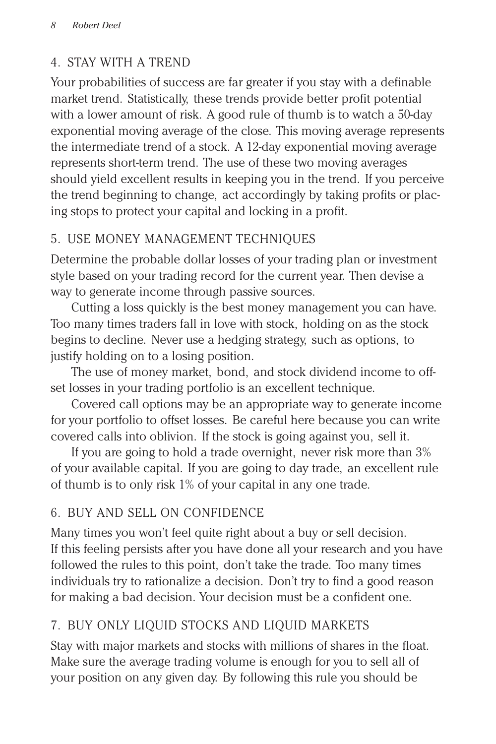## 4. STAY WITH A TREND

Your probabilities of success are far greater if you stay with a definable market trend. Statistically, these trends provide better profit potential with a lower amount of risk. A good rule of thumb is to watch a 50-day exponential moving average of the close. This moving average represents the intermediate trend of a stock. A 12-day exponential moving average represents short-term trend. The use of these two moving averages should yield excellent results in keeping you in the trend. If you perceive the trend beginning to change, act accordingly by taking profits or placing stops to protect your capital and locking in a profit.

## 5. USE MONEY MANAGEMENT TECHNIQUES

Determine the probable dollar losses of your trading plan or investment style based on your trading record for the current year. Then devise a way to generate income through passive sources.

Cutting a loss quickly is the best money management you can have. Too many times traders fall in love with stock, holding on as the stock begins to decline. Never use a hedging strategy, such as options, to justify holding on to a losing position.

The use of money market, bond, and stock dividend income to offset losses in your trading portfolio is an excellent technique.

Covered call options may be an appropriate way to generate income for your portfolio to offset losses. Be careful here because you can write covered calls into oblivion. If the stock is going against you, sell it.

If you are going to hold a trade overnight, never risk more than 3% of your available capital. If you are going to day trade, an excellent rule of thumb is to only risk 1% of your capital in any one trade.

## 6. BUY AND SELL ON CONFIDENCE

Many times you won't feel quite right about a buy or sell decision. If this feeling persists after you have done all your research and you have followed the rules to this point, don't take the trade. Too many times individuals try to rationalize a decision. Don't try to find a good reason for making a bad decision. Your decision must be a confident one.

## 7. BUY ONLY LIQUID STOCKS AND LIQUID MARKETS

Stay with major markets and stocks with millions of shares in the float. Make sure the average trading volume is enough for you to sell all of your position on any given day. By following this rule you should be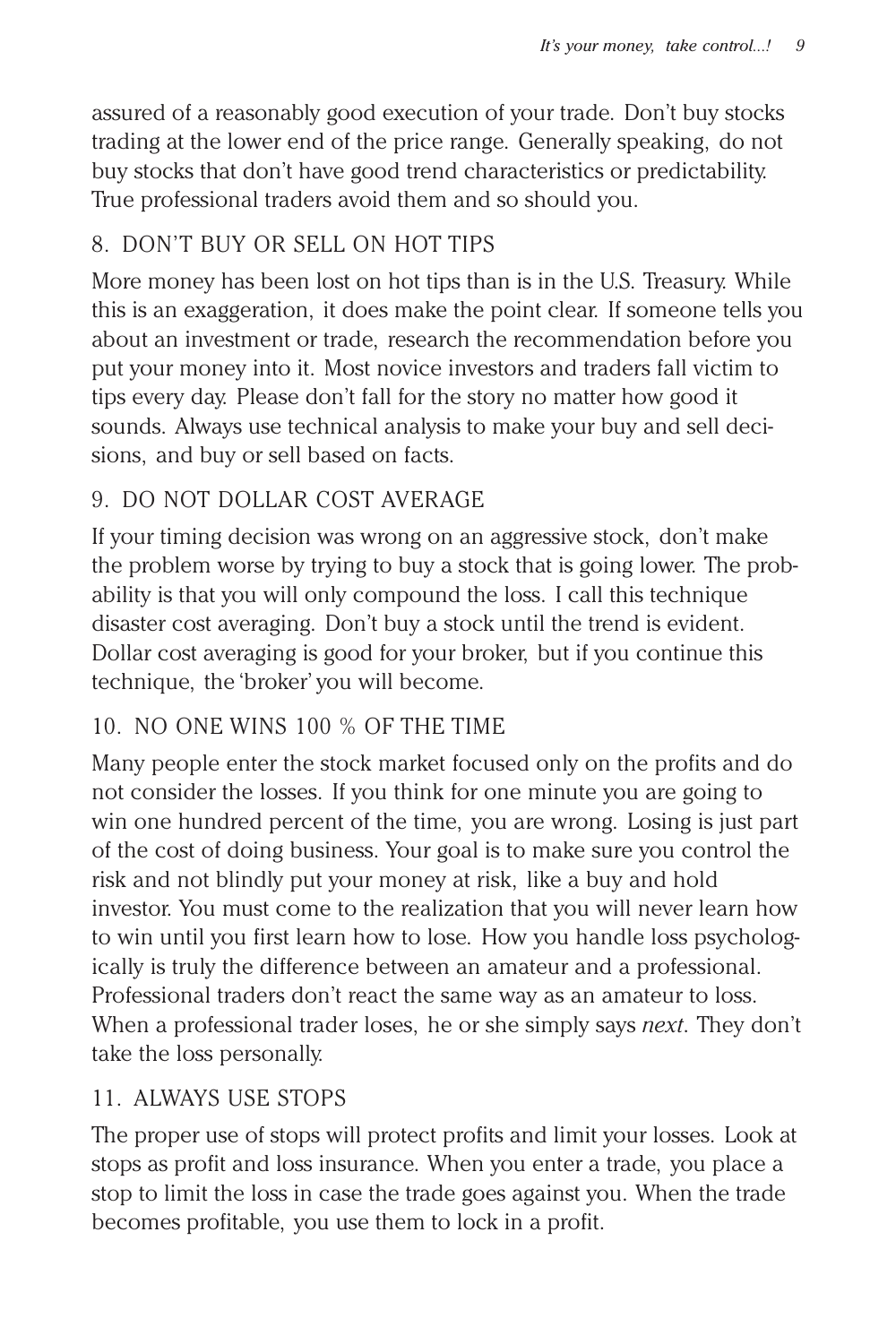assured of a reasonably good execution of your trade. Don't buy stocks trading at the lower end of the price range. Generally speaking, do not buy stocks that don't have good trend characteristics or predictability. True professional traders avoid them and so should you.

### 8. DON'T BUY OR SELL ON HOT TIPS

More money has been lost on hot tips than is in the U.S. Treasury. While this is an exaggeration, it does make the point clear. If someone tells you about an investment or trade, research the recommendation before you put your money into it. Most novice investors and traders fall victim to tips every day. Please don't fall for the story no matter how good it sounds. Always use technical analysis to make your buy and sell decisions, and buy or sell based on facts.

### 9. DO NOT DOLLAR COST AVERAGE

If your timing decision was wrong on an aggressive stock, don't make the problem worse by trying to buy a stock that is going lower. The probability is that you will only compound the loss. I call this technique disaster cost averaging. Don't buy a stock until the trend is evident. Dollar cost averaging is good for your broker, but if you continue this technique, the 'broker' you will become.

### 10. NO ONE WINS 100 % OF THE TIME

Many people enter the stock market focused only on the profits and do not consider the losses. If you think for one minute you are going to win one hundred percent of the time, you are wrong. Losing is just part of the cost of doing business. Your goal is to make sure you control the risk and not blindly put your money at risk, like a buy and hold investor. You must come to the realization that you will never learn how to win until you first learn how to lose. How you handle loss psychologically is truly the difference between an amateur and a professional. Professional traders don't react the same way as an amateur to loss. When a professional trader loses, he or she simply says *next*. They don't take the loss personally.

### 11. ALWAYS USE STOPS

The proper use of stops will protect profits and limit your losses. Look at stops as profit and loss insurance. When you enter a trade, you place a stop to limit the loss in case the trade goes against you. When the trade becomes profitable, you use them to lock in a profit.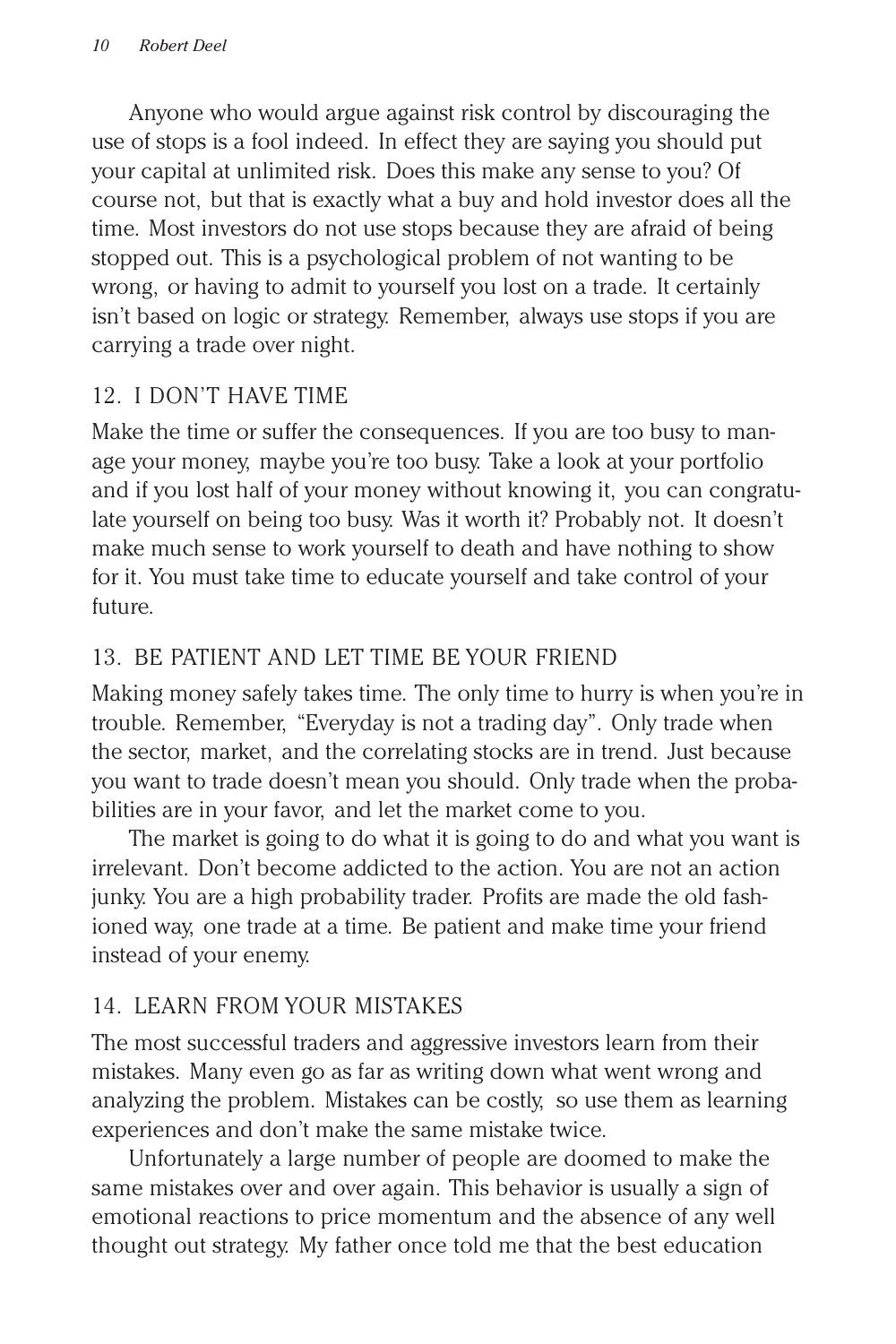Anyone who would argue against risk control by discouraging the use of stops is a fool indeed. In effect they are saying you should put your capital at unlimited risk. Does this make any sense to you? Of course not, but that is exactly what a buy and hold investor does all the time. Most investors do not use stops because they are afraid of being stopped out. This is a psychological problem of not wanting to be wrong, or having to admit to yourself you lost on a trade. It certainly isn't based on logic or strategy. Remember, always use stops if you are carrying a trade over night.

## 12. I DON'T HAVE TIME

Make the time or suffer the consequences. If you are too busy to manage your money, maybe you're too busy. Take a look at your portfolio and if you lost half of your money without knowing it, you can congratulate yourself on being too busy. Was it worth it? Probably not. It doesn't make much sense to work yourself to death and have nothing to show for it. You must take time to educate yourself and take control of your future.

## 13. BE PATIENT AND LET TIME BE YOUR FRIEND

Making money safely takes time. The only time to hurry is when you're in trouble. Remember, "Everyday is not a trading day". Only trade when the sector, market, and the correlating stocks are in trend. Just because you want to trade doesn't mean you should. Only trade when the probabilities are in your favor, and let the market come to you.

The market is going to do what it is going to do and what you want is irrelevant. Don't become addicted to the action. You are not an action junky. You are a high probability trader. Profits are made the old fashioned way, one trade at a time. Be patient and make time your friend instead of your enemy.

## 14. LEARN FROM YOUR MISTAKES

The most successful traders and aggressive investors learn from their mistakes. Many even go as far as writing down what went wrong and analyzing the problem. Mistakes can be costly, so use them as learning experiences and don't make the same mistake twice.

Unfortunately a large number of people are doomed to make the same mistakes over and over again. This behavior is usually a sign of emotional reactions to price momentum and the absence of any well thought out strategy. My father once told me that the best education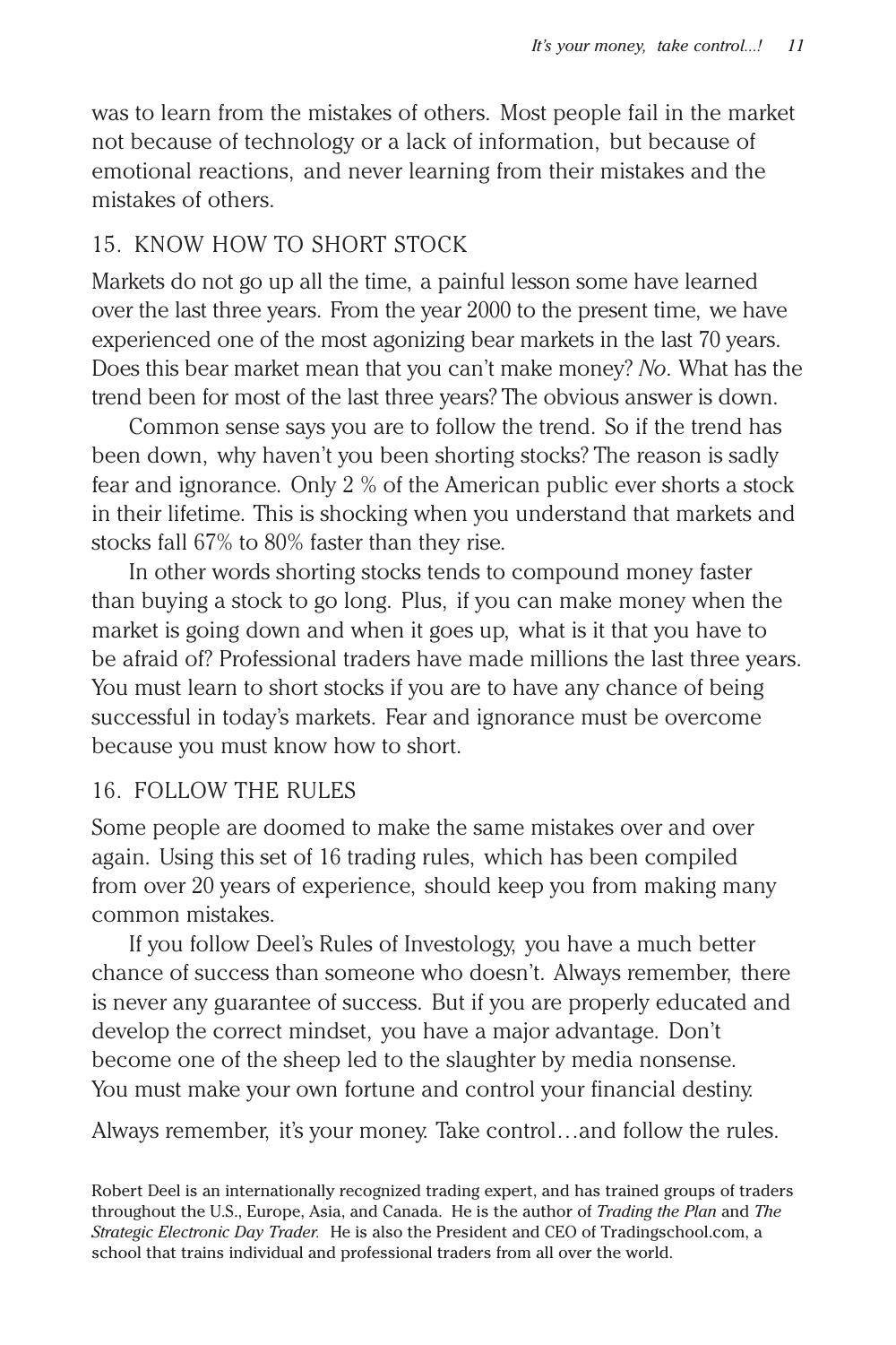was to learn from the mistakes of others. Most people fail in the market not because of technology or a lack of information, but because of emotional reactions, and never learning from their mistakes and the mistakes of others.

## 15. KNOW HOW TO SHORT STOCK

Markets do not go up all the time, a painful lesson some have learned over the last three years. From the year 2000 to the present time, we have experienced one of the most agonizing bear markets in the last 70 years. Does this bear market mean that you can't make money? *No*. What has the trend been for most of the last three years? The obvious answer is down.

Common sense says you are to follow the trend. So if the trend has been down, why haven't you been shorting stocks? The reason is sadly fear and ignorance. Only 2 % of the American public ever shorts a stock in their lifetime. This is shocking when you understand that markets and stocks fall 67% to 80% faster than they rise.

In other words shorting stocks tends to compound money faster than buying a stock to go long. Plus, if you can make money when the market is going down and when it goes up, what is it that you have to be afraid of? Professional traders have made millions the last three years. You must learn to short stocks if you are to have any chance of being successful in today's markets. Fear and ignorance must be overcome because you must know how to short.

## 16. FOLLOW THE RULES

Some people are doomed to make the same mistakes over and over again. Using this set of 16 trading rules, which has been compiled from over 20 years of experience, should keep you from making many common mistakes.

If you follow Deel's Rules of Investology, you have a much better chance of success than someone who doesn't. Always remember, there is never any guarantee of success. But if you are properly educated and develop the correct mindset, you have a major advantage. Don't become one of the sheep led to the slaughter by media nonsense. You must make your own fortune and control your financial destiny.

Always remember, it's your money. Take control…and follow the rules.

Robert Deel is an internationally recognized trading expert, and has trained groups of traders throughout the U.S., Europe, Asia, and Canada. He is the author of *Trading the Plan* and *The Strategic Electronic Day Trader.* He is also the President and CEO of Tradingschool.com, a school that trains individual and professional traders from all over the world.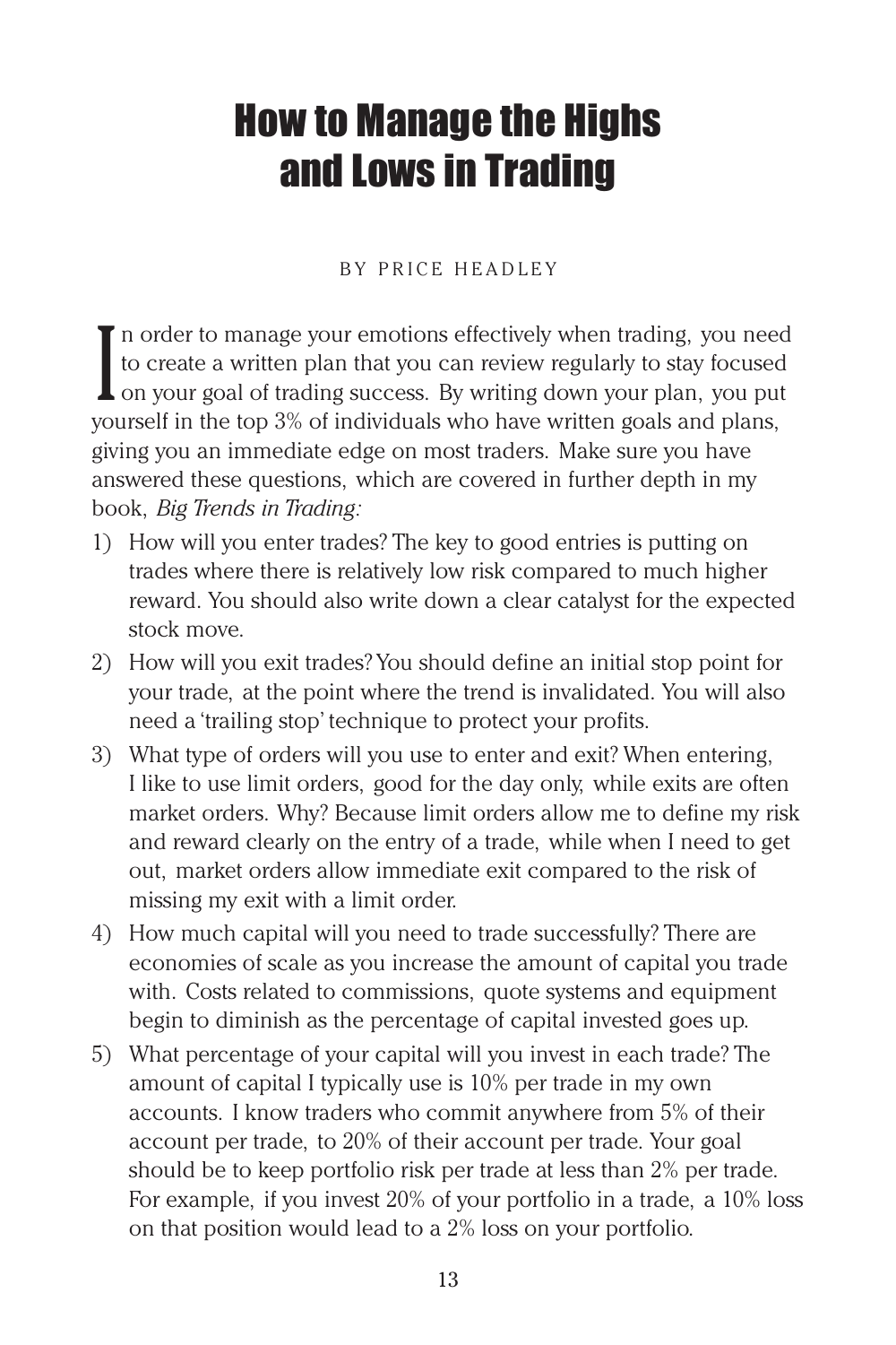# How to Manage the Highs and Lows in Trading

BY PRICE HEADLEY

In order to manage your emotions effectively when trading, you need to create a written plan that you can review regularly to stay focused on your goal of trading success. By writing down your plan, you put yourself in the top 3% of individuals who have written goals and plans, giving you an immediate edge on most traders. Make sure you have answered these questions, which are covered in further depth in my book, *Big Trends in Trading:*

1) How will you enter trades? The key to good entries is putting on trades where there is relatively low risk compared to much higher reward. You should also write down a clear catalyst for the expected stock move.
2) How will you exit trades? You should define an initial stop point for your trade, at the point where the trend is invalidated. You will also need a 'trailing stop' technique to protect your profits.
3) What type of orders will you use to enter and exit? When entering, I like to use limit orders, good for the day only, while exits are often market orders. Why? Because limit orders allow me to define my risk and reward clearly on the entry of a trade, while when I need to get out, market orders allow immediate exit compared to the risk of missing my exit with a limit order.
4) How much capital will you need to trade successfully? There are economies of scale as you increase the amount of capital you trade with. Costs related to commissions, quote systems and equipment begin to diminish as the percentage of capital invested goes up.
5) What percentage of your capital will you invest in each trade? The amount of capital I typically use is 10% per trade in my own accounts. I know traders who commit anywhere from 5% of their account per trade, to 20% of their account per trade. Your goal should be to keep portfolio risk per trade at less than 2% per trade. For example, if you invest 20% of your portfolio in a trade, a 10% loss on that position would lead to a 2% loss on your portfolio.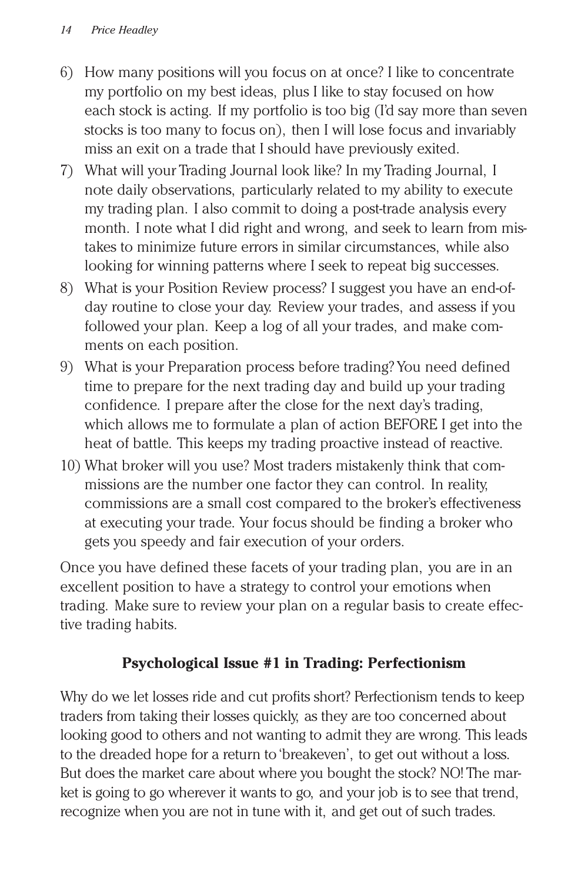6) How many positions will you focus on at once? I like to concentrate my portfolio on my best ideas, plus I like to stay focused on how each stock is acting. If my portfolio is too big (I'd say more than seven stocks is too many to focus on), then I will lose focus and invariably miss an exit on a trade that I should have previously exited.
7) What will your Trading Journal look like? In my Trading Journal, I note daily observations, particularly related to my ability to execute my trading plan. I also commit to doing a post-trade analysis every month. I note what I did right and wrong, and seek to learn from mistakes to minimize future errors in similar circumstances, while also looking for winning patterns where I seek to repeat big successes.
8) What is your Position Review process? I suggest you have an end-of-day routine to close your day. Review your trades, and assess if you followed your plan. Keep a log of all your trades, and make comments on each position.
9) What is your Preparation process before trading? You need defined time to prepare for the next trading day and build up your trading confidence. I prepare after the close for the next day's trading, which allows me to formulate a plan of action BEFORE I get into the heat of battle. This keeps my trading proactive instead of reactive.
10) What broker will you use? Most traders mistakenly think that commissions are the number one factor they can control. In reality, commissions are a small cost compared to the broker's effectiveness at executing your trade. Your focus should be finding a broker who gets you speedy and fair execution of your orders.

Once you have defined these facets of your trading plan, you are in an excellent position to have a strategy to control your emotions when trading. Make sure to review your plan on a regular basis to create effective trading habits.

## Psychological Issue #1 in Trading: Perfectionism

Why do we let losses ride and cut profits short? Perfectionism tends to keep traders from taking their losses quickly, as they are too concerned about looking good to others and not wanting to admit they are wrong. This leads to the dreaded hope for a return to 'breakeven', to get out without a loss. But does the market care about where you bought the stock? NO! The market is going to go wherever it wants to go, and your job is to see that trend, recognize when you are not in tune with it, and get out of such trades.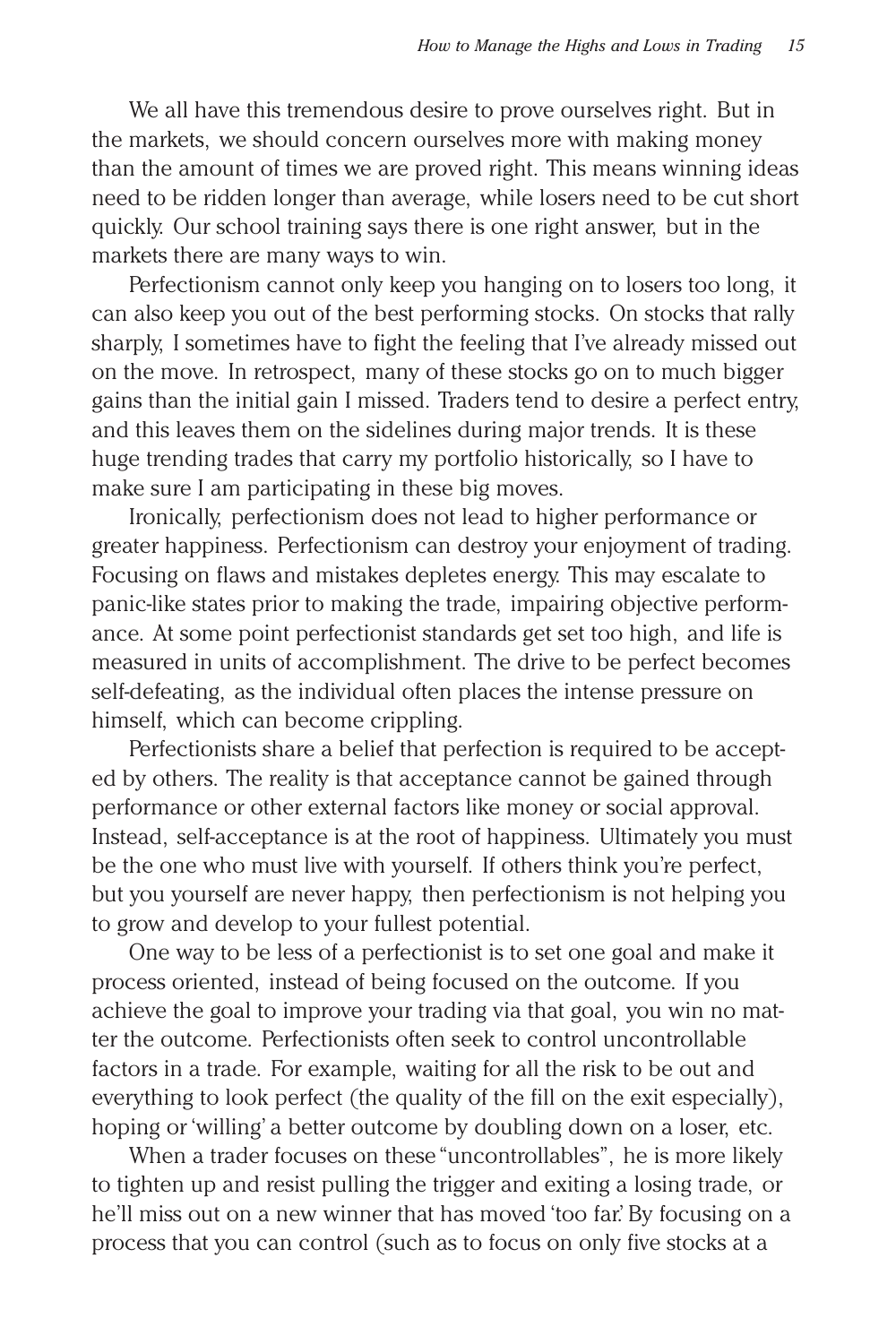We all have this tremendous desire to prove ourselves right. But in the markets, we should concern ourselves more with making money than the amount of times we are proved right. This means winning ideas need to be ridden longer than average, while losers need to be cut short quickly. Our school training says there is one right answer, but in the markets there are many ways to win.

Perfectionism cannot only keep you hanging on to losers too long, it can also keep you out of the best performing stocks. On stocks that rally sharply, I sometimes have to fight the feeling that I've already missed out on the move. In retrospect, many of these stocks go on to much bigger gains than the initial gain I missed. Traders tend to desire a perfect entry, and this leaves them on the sidelines during major trends. It is these huge trending trades that carry my portfolio historically, so I have to make sure I am participating in these big moves.

Ironically, perfectionism does not lead to higher performance or greater happiness. Perfectionism can destroy your enjoyment of trading. Focusing on flaws and mistakes depletes energy. This may escalate to panic-like states prior to making the trade, impairing objective performance. At some point perfectionist standards get set too high, and life is measured in units of accomplishment. The drive to be perfect becomes self-defeating, as the individual often places the intense pressure on himself, which can become crippling.

Perfectionists share a belief that perfection is required to be accepted by others. The reality is that acceptance cannot be gained through performance or other external factors like money or social approval. Instead, self-acceptance is at the root of happiness. Ultimately you must be the one who must live with yourself. If others think you're perfect, but you yourself are never happy, then perfectionism is not helping you to grow and develop to your fullest potential.

One way to be less of a perfectionist is to set one goal and make it process oriented, instead of being focused on the outcome. If you achieve the goal to improve your trading via that goal, you win no matter the outcome. Perfectionists often seek to control uncontrollable factors in a trade. For example, waiting for all the risk to be out and everything to look perfect (the quality of the fill on the exit especially), hoping or 'willing' a better outcome by doubling down on a loser, etc.

When a trader focuses on these "uncontrollables", he is more likely to tighten up and resist pulling the trigger and exiting a losing trade, or he'll miss out on a new winner that has moved 'too far.' By focusing on a process that you can control (such as to focus on only five stocks at a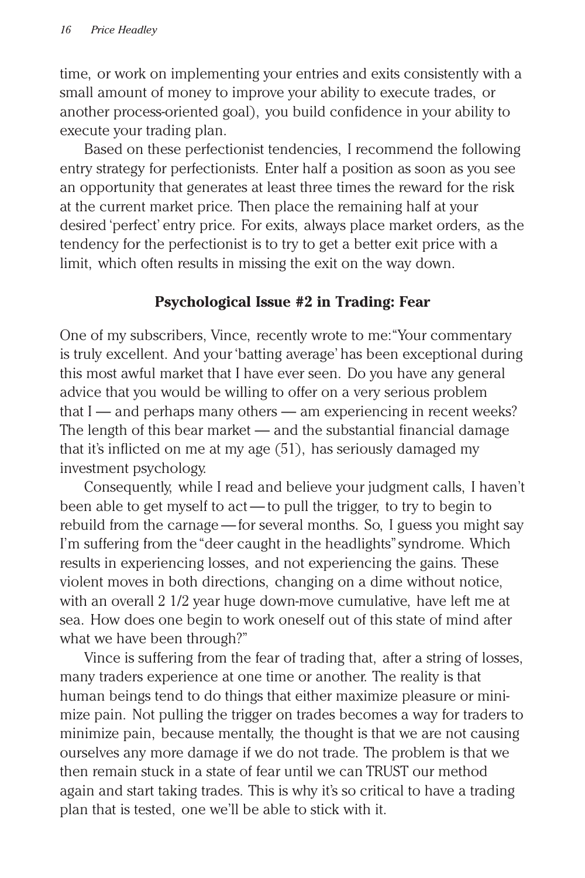time, or work on implementing your entries and exits consistently with a small amount of money to improve your ability to execute trades, or another process-oriented goal), you build confidence in your ability to execute your trading plan.

Based on these perfectionist tendencies, I recommend the following entry strategy for perfectionists. Enter half a position as soon as you see an opportunity that generates at least three times the reward for the risk at the current market price. Then place the remaining half at your desired 'perfect' entry price. For exits, always place market orders, as the tendency for the perfectionist is to try to get a better exit price with a limit, which often results in missing the exit on the way down.

### Psychological Issue #2 in Trading: Fear

One of my subscribers, Vince, recently wrote to me: "Your commentary is truly excellent. And your 'batting average' has been exceptional during this most awful market that I have ever seen. Do you have any general advice that you would be willing to offer on a very serious problem that I — and perhaps many others — am experiencing in recent weeks? The length of this bear market — and the substantial financial damage that it's inflicted on me at my age (51), has seriously damaged my investment psychology.

Consequently, while I read and believe your judgment calls, I haven't been able to get myself to act — to pull the trigger, to try to begin to rebuild from the carnage — for several months. So, I guess you might say I'm suffering from the "deer caught in the headlights" syndrome. Which results in experiencing losses, and not experiencing the gains. These violent moves in both directions, changing on a dime without notice, with an overall 2 1/2 year huge down-move cumulative, have left me at sea. How does one begin to work oneself out of this state of mind after what we have been through?"

Vince is suffering from the fear of trading that, after a string of losses, many traders experience at one time or another. The reality is that human beings tend to do things that either maximize pleasure or minimize pain. Not pulling the trigger on trades becomes a way for traders to minimize pain, because mentally, the thought is that we are not causing ourselves any more damage if we do not trade. The problem is that we then remain stuck in a state of fear until we can TRUST our method again and start taking trades. This is why it's so critical to have a trading plan that is tested, one we'll be able to stick with it.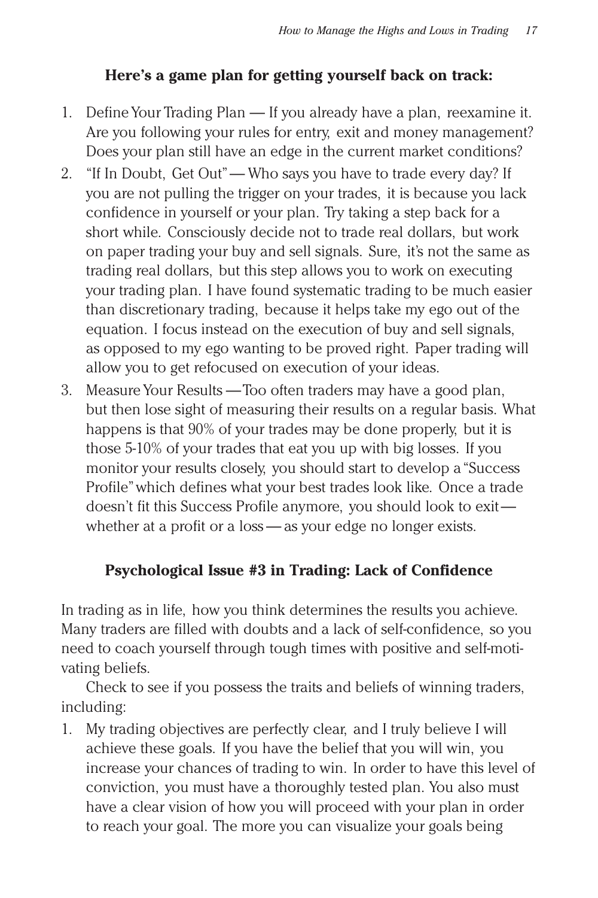**Here's a game plan for getting yourself back on track:**

1. Define Your Trading Plan — If you already have a plan, reexamine it. Are you following your rules for entry, exit and money management? Does your plan still have an edge in the current market conditions?
2. "If In Doubt, Get Out" — Who says you have to trade every day? If you are not pulling the trigger on your trades, it is because you lack confidence in yourself or your plan. Try taking a step back for a short while. Consciously decide not to trade real dollars, but work on paper trading your buy and sell signals. Sure, it's not the same as trading real dollars, but this step allows you to work on executing your trading plan. I have found systematic trading to be much easier than discretionary trading, because it helps take my ego out of the equation. I focus instead on the execution of buy and sell signals, as opposed to my ego wanting to be proved right. Paper trading will allow you to get refocused on execution of your ideas.
3. Measure Your Results — Too often traders may have a good plan, but then lose sight of measuring their results on a regular basis. What happens is that 90% of your trades may be done properly, but it is those 5-10% of your trades that eat you up with big losses. If you monitor your results closely, you should start to develop a "Success Profile" which defines what your best trades look like. Once a trade doesn't fit this Success Profile anymore, you should look to exit — whether at a profit or a loss — as your edge no longer exists.

**Psychological Issue #3 in Trading: Lack of Confidence**

In trading as in life, how you think determines the results you achieve. Many traders are filled with doubts and a lack of self-confidence, so you need to coach yourself through tough times with positive and self-motivating beliefs.

Check to see if you possess the traits and beliefs of winning traders, including:

1. My trading objectives are perfectly clear, and I truly believe I will achieve these goals. If you have the belief that you will win, you increase your chances of trading to win. In order to have this level of conviction, you must have a thoroughly tested plan. You also must have a clear vision of how you will proceed with your plan in order to reach your goal. The more you can visualize your goals being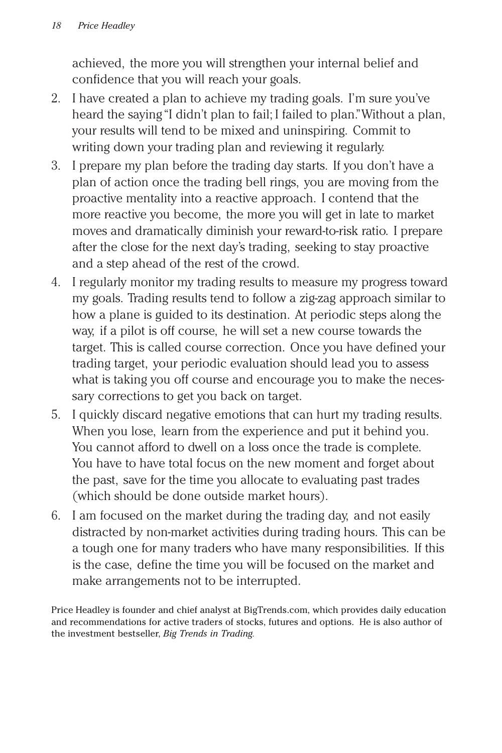achieved, the more you will strengthen your internal belief and confidence that you will reach your goals.

2. I have created a plan to achieve my trading goals. I'm sure you've heard the saying "I didn't plan to fail; I failed to plan." Without a plan, your results will tend to be mixed and uninspiring. Commit to writing down your trading plan and reviewing it regularly.
3. I prepare my plan before the trading day starts. If you don't have a plan of action once the trading bell rings, you are moving from the proactive mentality into a reactive approach. I contend that the more reactive you become, the more you will get in late to market moves and dramatically diminish your reward-to-risk ratio. I prepare after the close for the next day's trading, seeking to stay proactive and a step ahead of the rest of the crowd.
4. I regularly monitor my trading results to measure my progress toward my goals. Trading results tend to follow a zig-zag approach similar to how a plane is guided to its destination. At periodic steps along the way, if a pilot is off course, he will set a new course towards the target. This is called course correction. Once you have defined your trading target, your periodic evaluation should lead you to assess what is taking you off course and encourage you to make the necessary corrections to get you back on target.
5. I quickly discard negative emotions that can hurt my trading results. When you lose, learn from the experience and put it behind you. You cannot afford to dwell on a loss once the trade is complete. You have to have total focus on the new moment and forget about the past, save for the time you allocate to evaluating past trades (which should be done outside market hours).
6. I am focused on the market during the trading day, and not easily distracted by non-market activities during trading hours. This can be a tough one for many traders who have many responsibilities. If this is the case, define the time you will be focused on the market and make arrangements not to be interrupted.

Price Headley is founder and chief analyst at BigTrends.com, which provides daily education and recommendations for active traders of stocks, futures and options. He is also author of the investment bestseller, *Big Trends in Trading.*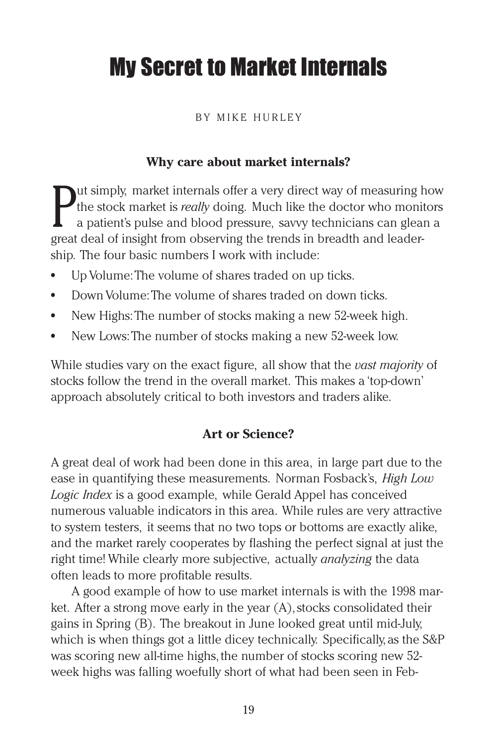# My Secret to Market Internals

BY MIKE HURLEY

### Why care about market internals?

Put simply, market internals offer a very direct way of measuring how the stock market is *really* doing. Much like the doctor who monitors a patient's pulse and blood pressure, savvy technicians can glean a great deal of insight from observing the trends in breadth and leadership. The four basic numbers I work with include:

- Up Volume: The volume of shares traded on up ticks.
- Down Volume: The volume of shares traded on down ticks.
- New Highs: The number of stocks making a new 52-week high.
- New Lows: The number of stocks making a new 52-week low.

While studies vary on the exact figure, all show that the *vast majority* of stocks follow the trend in the overall market. This makes a 'top-down' approach absolutely critical to both investors and traders alike.

### Art or Science?

A great deal of work had been done in this area, in large part due to the ease in quantifying these measurements. Norman Fosback's, *High Low Logic Index* is a good example, while Gerald Appel has conceived numerous valuable indicators in this area. While rules are very attractive to system testers, it seems that no two tops or bottoms are exactly alike, and the market rarely cooperates by flashing the perfect signal at just the right time! While clearly more subjective, actually *analyzing* the data often leads to more profitable results.

A good example of how to use market internals is with the 1998 market. After a strong move early in the year (A), stocks consolidated their gains in Spring (B). The breakout in June looked great until mid-July, which is when things got a little dicey technically. Specifically, as the S&P was scoring new all-time highs, the number of stocks scoring new 52-week highs was falling woefully short of what had been seen in Feb-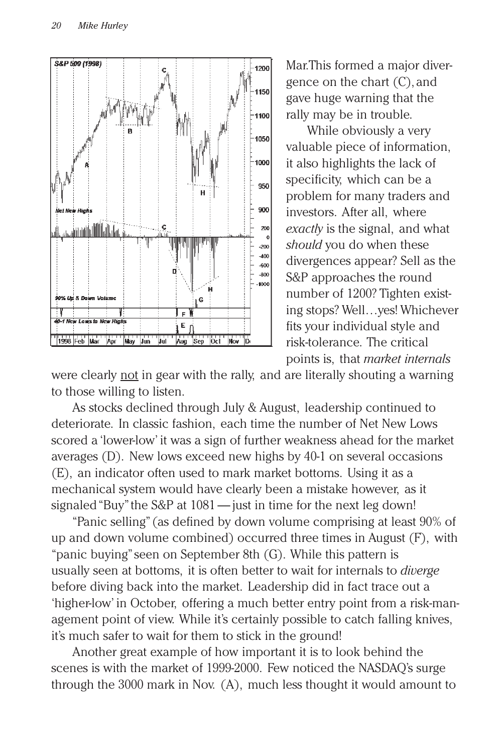Mar.This formed a major divergence on the chart (C), and gave huge warning that the rally may be in trouble.

While obviously a very valuable piece of information, it also highlights the lack of specificity, which can be a problem for many traders and investors. After all, where *exactly* is the signal, and what *should* you do when these divergences appear? Sell as the S&P approaches the round number of 1200? Tighten existing stops? Well…yes! Whichever fits your individual style and risk-tolerance. The critical points is, that *market internals* were clearly not in gear with the rally, and are literally shouting a warning to those willing to listen.

As stocks declined through July & August, leadership continued to deteriorate. In classic fashion, each time the number of Net New Lows scored a 'lower-low' it was a sign of further weakness ahead for the market averages (D). New lows exceed new highs by 40-1 on several occasions (E), an indicator often used to mark market bottoms. Using it as a mechanical system would have clearly been a mistake however, as it signaled "Buy" the S&P at 1081 — just in time for the next leg down!

"Panic selling" (as defined by down volume comprising at least 90% of up and down volume combined) occurred three times in August (F), with "panic buying" seen on September 8th (G). While this pattern is usually seen at bottoms, it is often better to wait for internals to *diverge* before diving back into the market. Leadership did in fact trace out a 'higher-low' in October, offering a much better entry point from a risk-management point of view. While it's certainly possible to catch falling knives, it's much safer to wait for them to stick in the ground!

Another great example of how important it is to look behind the scenes is with the market of 1999-2000. Few noticed the NASDAQ's surge through the 3000 mark in Nov. (A), much less thought it would amount to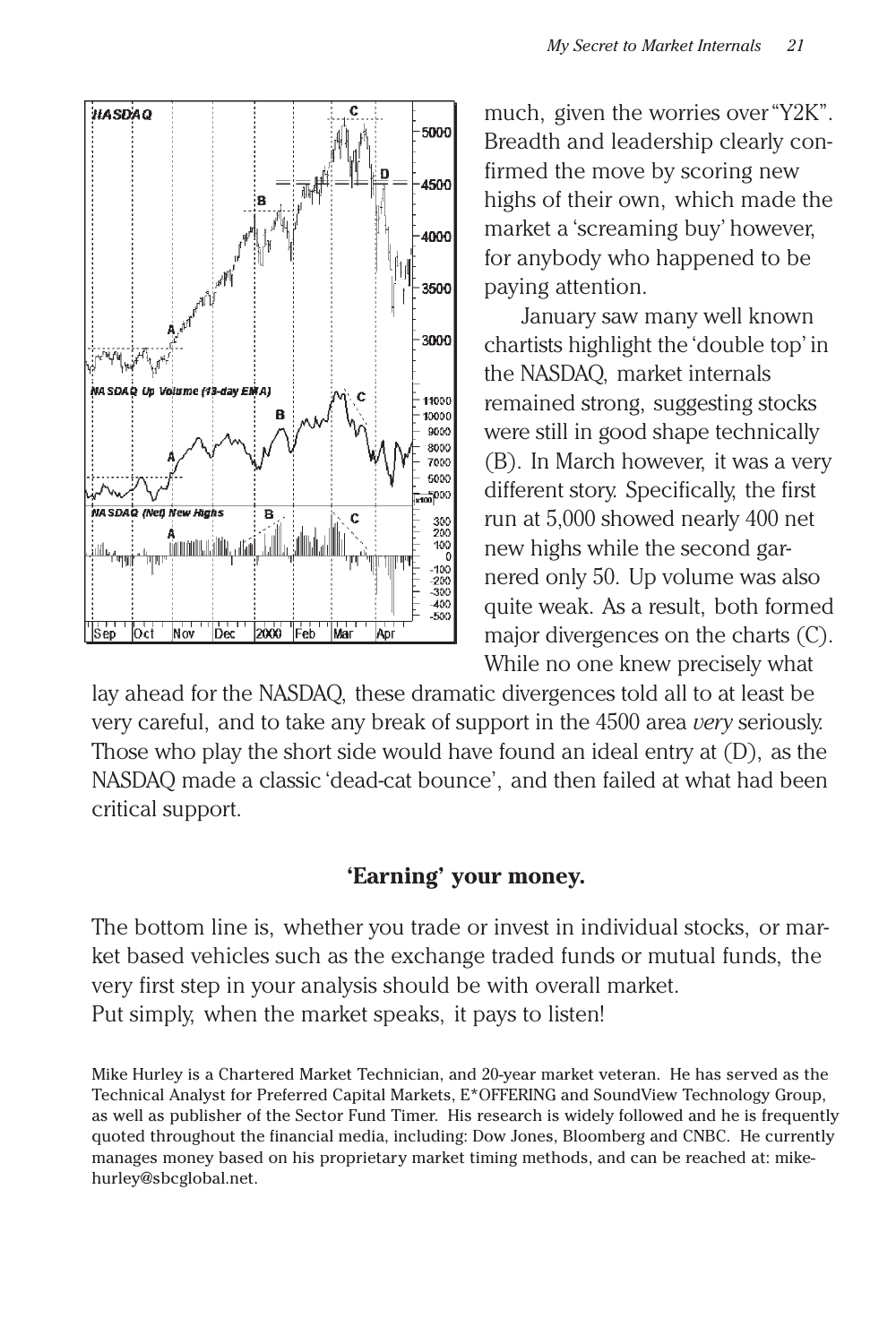much, given the worries over "Y2K". Breadth and leadership clearly confirmed the move by scoring new highs of their own, which made the market a 'screaming buy' however, for anybody who happened to be paying attention.

January saw many well known chartists highlight the 'double top' in the NASDAQ, market internals remained strong, suggesting stocks were still in good shape technically (B). In March however, it was a very different story. Specifically, the first run at 5,000 showed nearly 400 net new highs while the second garnered only 50. Up volume was also quite weak. As a result, both formed major divergences on the charts (C). While no one knew precisely what lay ahead for the NASDAQ, these dramatic divergences told all to at least be very careful, and to take any break of support in the 4500 area *very* seriously. Those who play the short side would have found an ideal entry at (D), as the NASDAQ made a classic 'dead-cat bounce', and then failed at what had been critical support.

## 'Earning' your money.

The bottom line is, whether you trade or invest in individual stocks, or market based vehicles such as the exchange traded funds or mutual funds, the very first step in your analysis should be with overall market.
Put simply, when the market speaks, it pays to listen!

Mike Hurley is a Chartered Market Technician, and 20-year market veteran. He has served as the Technical Analyst for Preferred Capital Markets, E*OFFERING and SoundView Technology Group, as well as publisher of the Sector Fund Timer. His research is widely followed and he is frequently quoted throughout the financial media, including: Dow Jones, Bloomberg and CNBC. He currently manages money based on his proprietary market timing methods, and can be reached at: mike-hurley@sbcglobal.net.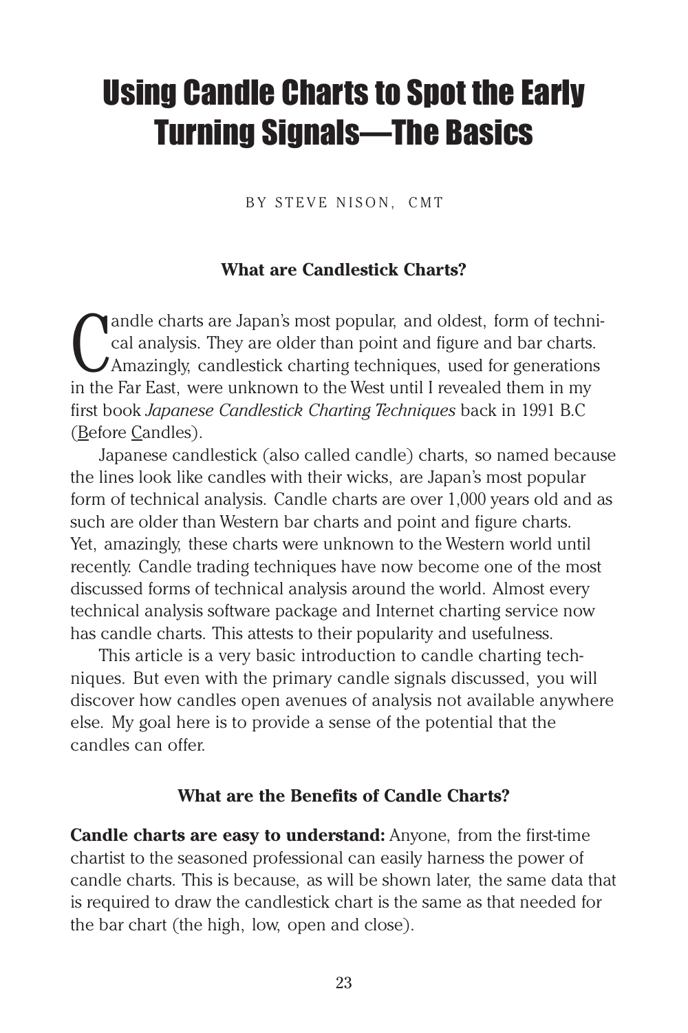# Using Candle Charts to Spot the Early Turning Signals—The Basics

BY STEVE NISON, CMT

### What are Candlestick Charts?

Candle charts are Japan's most popular, and oldest, form of technical analysis. They are older than point and figure and bar charts. Amazingly, candlestick charting techniques, used for generations in the Far East, were unknown to the West until I revealed them in my first book *Japanese Candlestick Charting Techniques* back in 1991 B.C (Before Candles).

Japanese candlestick (also called candle) charts, so named because the lines look like candles with their wicks, are Japan's most popular form of technical analysis. Candle charts are over 1,000 years old and as such are older than Western bar charts and point and figure charts. Yet, amazingly, these charts were unknown to the Western world until recently. Candle trading techniques have now become one of the most discussed forms of technical analysis around the world. Almost every technical analysis software package and Internet charting service now has candle charts. This attests to their popularity and usefulness.

This article is a very basic introduction to candle charting techniques. But even with the primary candle signals discussed, you will discover how candles open avenues of analysis not available anywhere else. My goal here is to provide a sense of the potential that the candles can offer.

### What are the Benefits of Candle Charts?

**Candle charts are easy to understand:** Anyone, from the first-time chartist to the seasoned professional can easily harness the power of candle charts. This is because, as will be shown later, the same data that is required to draw the candlestick chart is the same as that needed for the bar chart (the high, low, open and close).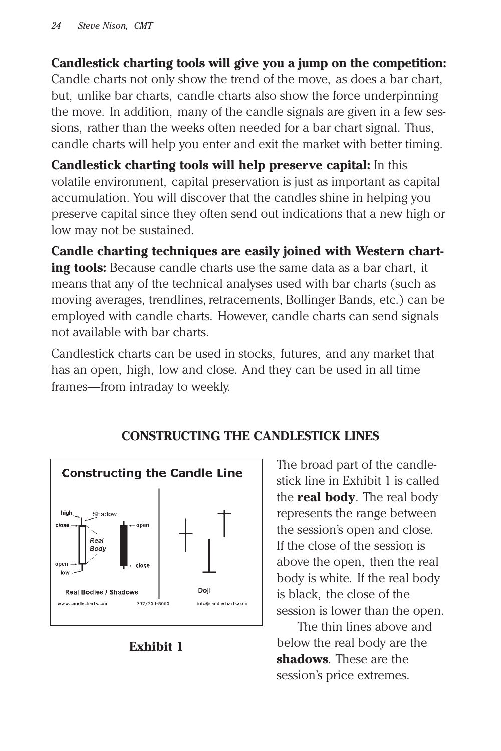**Candlestick charting tools will give you a jump on the competition:** Candle charts not only show the trend of the move, as does a bar chart, but, unlike bar charts, candle charts also show the force underpinning the move. In addition, many of the candle signals are given in a few sessions, rather than the weeks often needed for a bar chart signal. Thus, candle charts will help you enter and exit the market with better timing.

**Candlestick charting tools will help preserve capital:** In this volatile environment, capital preservation is just as important as capital accumulation. You will discover that the candles shine in helping you preserve capital since they often send out indications that a new high or low may not be sustained.

**Candle charting techniques are easily joined with Western charting tools:** Because candle charts use the same data as a bar chart, it means that any of the technical analyses used with bar charts (such as moving averages, trendlines, retracements, Bollinger Bands, etc.) can be employed with candle charts. However, candle charts can send signals not available with bar charts.

Candlestick charts can be used in stocks, futures, and any market that has an open, high, low and close. And they can be used in all time frames—from intraday to weekly.

## CONSTRUCTING THE CANDLESTICK LINES

**Exhibit 1**

The broad part of the candlestick line in Exhibit 1 is called the **real body**. The real body represents the range between the session's open and close. If the close of the session is above the open, then the real body is white. If the real body is black, the close of the session is lower than the open.

The thin lines above and below the real body are the **shadows**. These are the session's price extremes.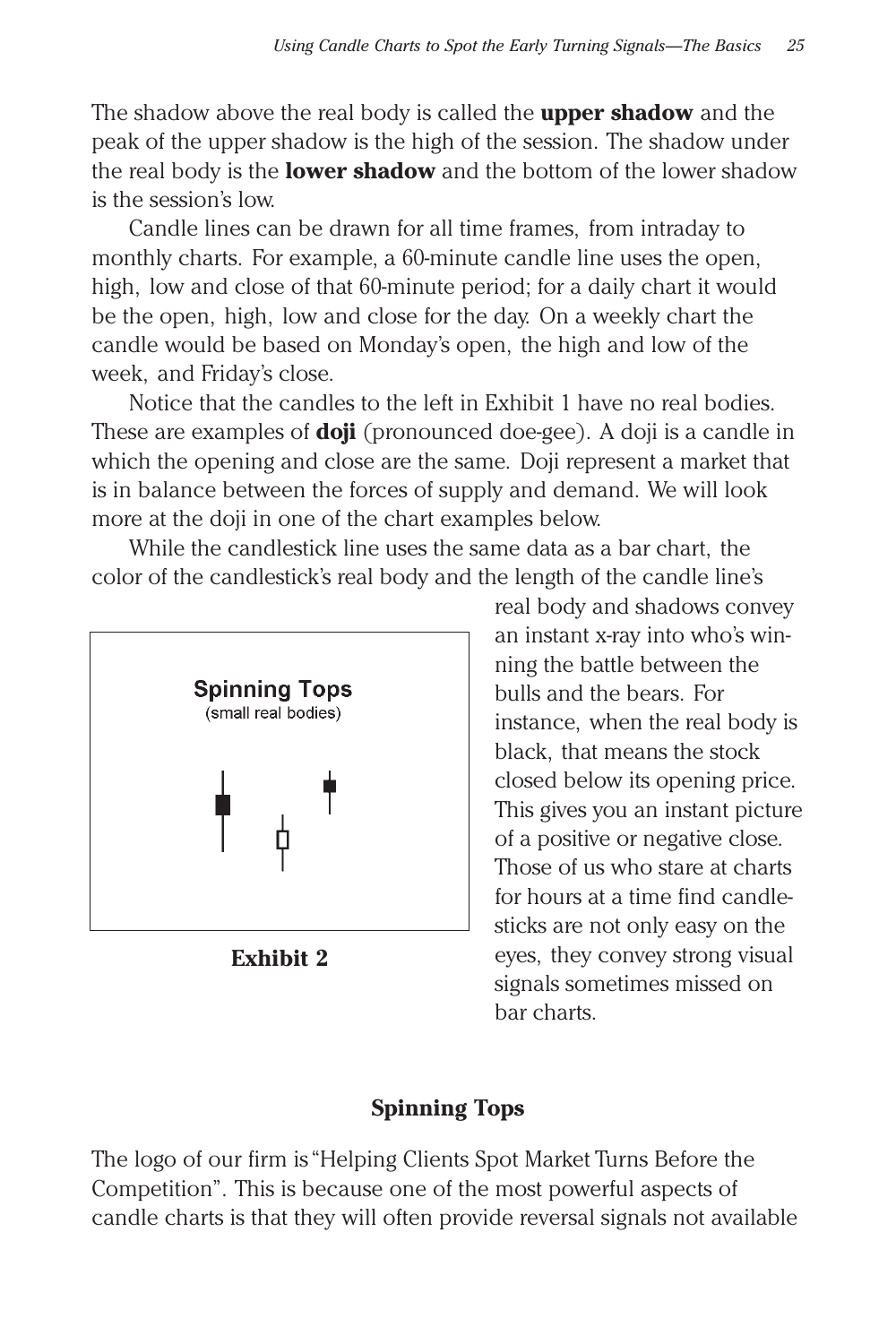The shadow above the real body is called the **upper shadow** and the peak of the upper shadow is the high of the session. The shadow under the real body is the **lower shadow** and the bottom of the lower shadow is the session's low.

Candle lines can be drawn for all time frames, from intraday to monthly charts. For example, a 60-minute candle line uses the open, high, low and close of that 60-minute period; for a daily chart it would be the open, high, low and close for the day. On a weekly chart the candle would be based on Monday's open, the high and low of the week, and Friday's close.

Notice that the candles to the left in Exhibit 1 have no real bodies. These are examples of **doji** (pronounced doe-gee). A doji is a candle in which the opening and close are the same. Doji represent a market that is in balance between the forces of supply and demand. We will look more at the doji in one of the chart examples below.

While the candlestick line uses the same data as a bar chart, the color of the candlestick's real body and the length of the candle line's real body and shadows convey an instant x-ray into who's winning the battle between the bulls and the bears. For instance, when the real body is black, that means the stock closed below its opening price. This gives you an instant picture of a positive or negative close. Those of us who stare at charts for hours at a time find candlesticks are not only easy on the eyes, they convey strong visual signals sometimes missed on bar charts.

Spinning Tops
(small real bodies)

**Exhibit 2**

## Spinning Tops

The logo of our firm is "Helping Clients Spot Market Turns Before the Competition". This is because one of the most powerful aspects of candle charts is that they will often provide reversal signals not available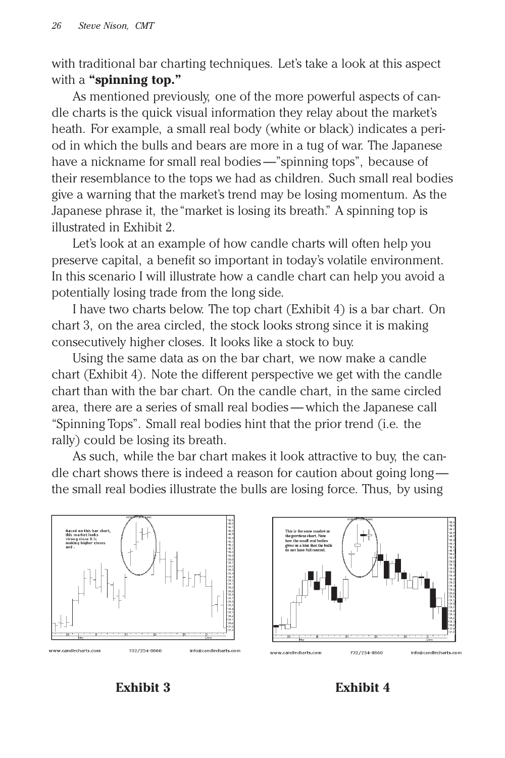with traditional bar charting techniques. Let's take a look at this aspect with a **"spinning top."**

As mentioned previously, one of the more powerful aspects of candle charts is the quick visual information they relay about the market's heath. For example, a small real body (white or black) indicates a period in which the bulls and bears are more in a tug of war. The Japanese have a nickname for small real bodies—"spinning tops", because of their resemblance to the tops we had as children. Such small real bodies give a warning that the market's trend may be losing momentum. As the Japanese phrase it, the "market is losing its breath." A spinning top is illustrated in Exhibit 2.

Let's look at an example of how candle charts will often help you preserve capital, a benefit so important in today's volatile environment. In this scenario I will illustrate how a candle chart can help you avoid a potentially losing trade from the long side.

I have two charts below. The top chart (Exhibit 4) is a bar chart. On chart 3, on the area circled, the stock looks strong since it is making consecutively higher closes. It looks like a stock to buy.

Using the same data as on the bar chart, we now make a candle chart (Exhibit 4). Note the different perspective we get with the candle chart than with the bar chart. On the candle chart, in the same circled area, there are a series of small real bodies—which the Japanese call "Spinning Tops". Small real bodies hint that the prior trend (i.e. the rally) could be losing its breath.

As such, while the bar chart makes it look attractive to buy, the candle chart shows there is indeed a reason for caution about going long—the small real bodies illustrate the bulls are losing force. Thus, by using

Based on this bar chart, this market looks strong since it is making higher closes and .

www.candlecharts.com 732/254-8660 info@candlecharts.com

**Exhibit 3**

This is the same market as the previous chart. Note how the small real bodies gives us a hint that the bulls do not have full control.

www.candlecharts.com 732/254-8660 info@candlecharts.com

**Exhibit 4**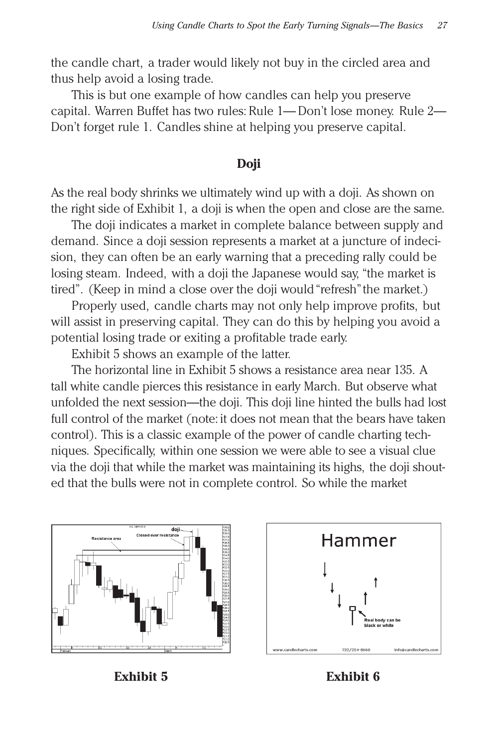the candle chart, a trader would likely not buy in the circled area and thus help avoid a losing trade.

This is but one example of how candles can help you preserve capital. Warren Buffet has two rules: Rule 1— Don't lose money. Rule 2— Don't forget rule 1. Candles shine at helping you preserve capital.

## Doji

As the real body shrinks we ultimately wind up with a doji. As shown on the right side of Exhibit 1, a doji is when the open and close are the same.

The doji indicates a market in complete balance between supply and demand. Since a doji session represents a market at a juncture of indecision, they can often be an early warning that a preceding rally could be losing steam. Indeed, with a doji the Japanese would say, "the market is tired". (Keep in mind a close over the doji would "refresh" the market.)

Properly used, candle charts may not only help improve profits, but will assist in preserving capital. They can do this by helping you avoid a potential losing trade or exiting a profitable trade early.

Exhibit 5 shows an example of the latter.

The horizontal line in Exhibit 5 shows a resistance area near 135. A tall white candle pierces this resistance in early March. But observe what unfolded the next session—the doji. This doji line hinted the bulls had lost full control of the market (note: it does not mean that the bears have taken control). This is a classic example of the power of candle charting techniques. Specifically, within one session we were able to see a visual clue via the doji that while the market was maintaining its highs, the doji shouted that the bulls were not in complete control. So while the market

**Exhibit 5**

**Exhibit 6**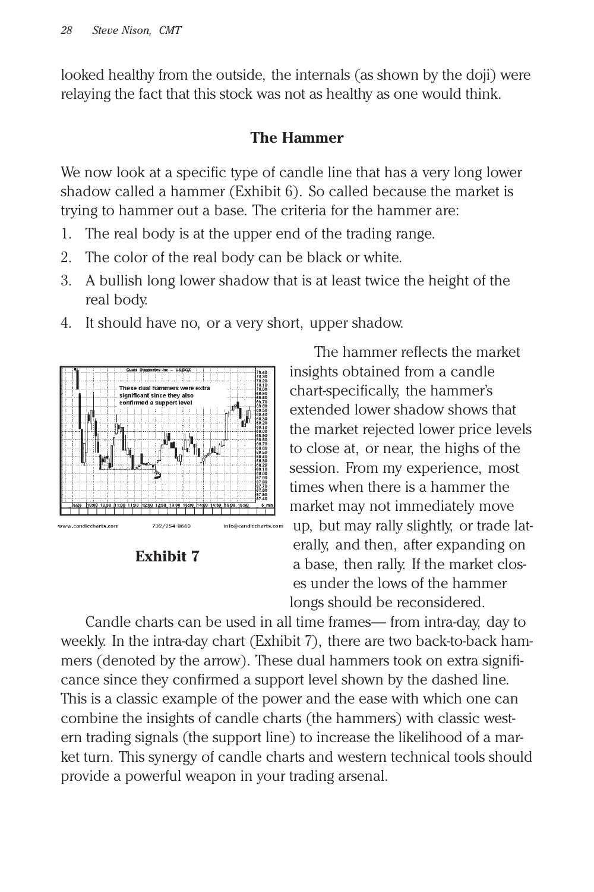looked healthy from the outside, the internals (as shown by the doji) were relaying the fact that this stock was not as healthy as one would think.

### The Hammer

We now look at a specific type of candle line that has a very long lower shadow called a hammer (Exhibit 6). So called because the market is trying to hammer out a base. The criteria for the hammer are:

1. The real body is at the upper end of the trading range.
2. The color of the real body can be black or white.
3. A bullish long lower shadow that is at least twice the height of the real body.
4. It should have no, or a very short, upper shadow.

**Exhibit 7**

The hammer reflects the market insights obtained from a candle chart-specifically, the hammer's extended lower shadow shows that the market rejected lower price levels to close at, or near, the highs of the session. From my experience, most times when there is a hammer the market may not immediately move up, but may rally slightly, or trade laterally, and then, after expanding on a base, then rally. If the market closes under the lows of the hammer longs should be reconsidered.

Candle charts can be used in all time frames— from intra-day, day to weekly. In the intra-day chart (Exhibit 7), there are two back-to-back hammers (denoted by the arrow). These dual hammers took on extra significance since they confirmed a support level shown by the dashed line. This is a classic example of the power and the ease with which one can combine the insights of candle charts (the hammers) with classic western trading signals (the support line) to increase the likelihood of a market turn. This synergy of candle charts and western technical tools should provide a powerful weapon in your trading arsenal.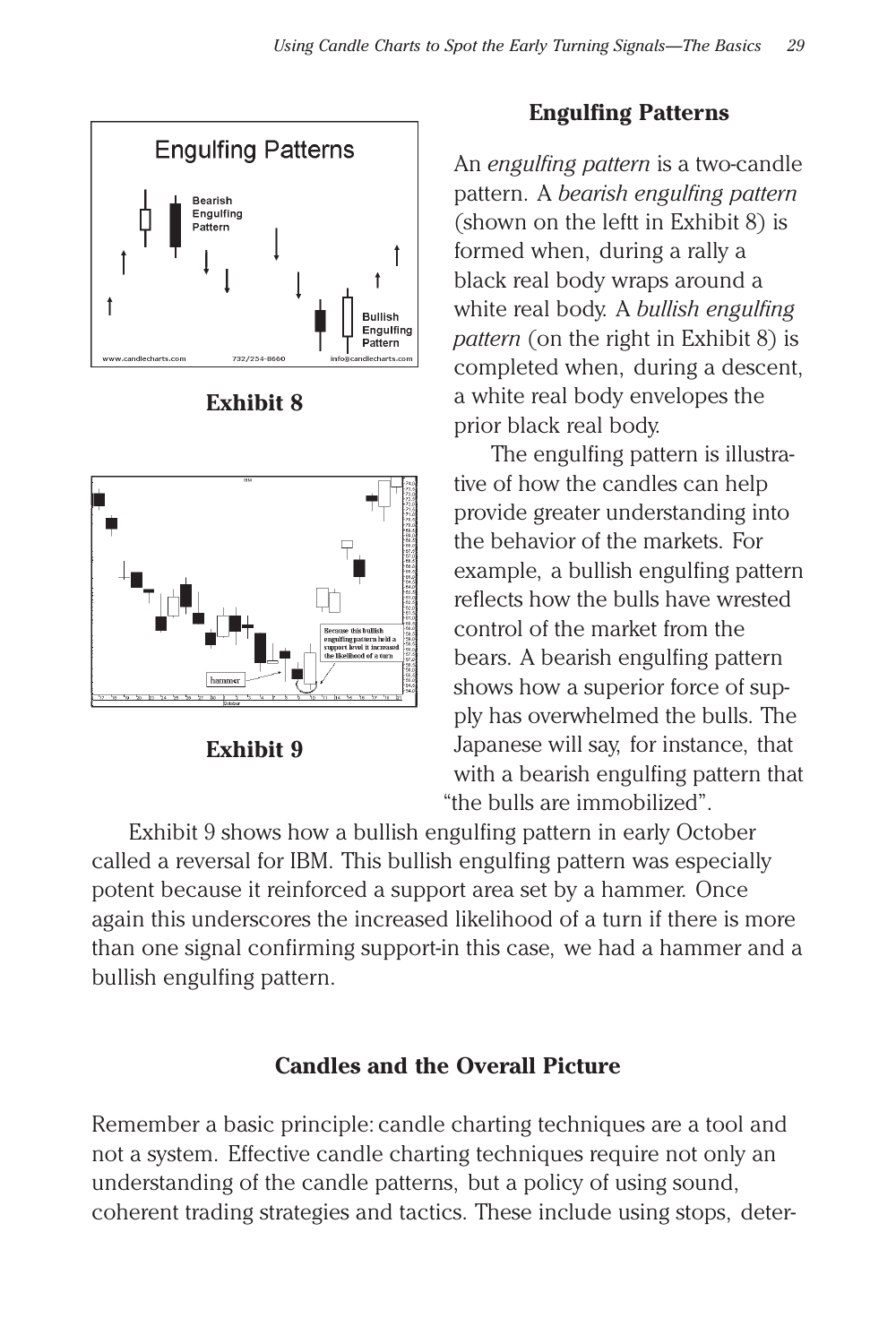**Exhibit 8**

**Exhibit 9**

### Engulfing Patterns

An *engulfing pattern* is a two-candle pattern. A *bearish engulfing pattern* (shown on the leftt in Exhibit 8) is formed when, during a rally a black real body wraps around a white real body. A *bullish engulfing pattern* (on the right in Exhibit 8) is completed when, during a descent, a white real body envelopes the prior black real body.

The engulfing pattern is illustrative of how the candles can help provide greater understanding into the behavior of the markets. For example, a bullish engulfing pattern reflects how the bulls have wrested control of the market from the bears. A bearish engulfing pattern shows how a superior force of supply has overwhelmed the bulls. The Japanese will say, for instance, that with a bearish engulfing pattern that "the bulls are immobilized".

Exhibit 9 shows how a bullish engulfing pattern in early October called a reversal for IBM. This bullish engulfing pattern was especially potent because it reinforced a support area set by a hammer. Once again this underscores the increased likelihood of a turn if there is more than one signal confirming support-in this case, we had a hammer and a bullish engulfing pattern.

### Candles and the Overall Picture

Remember a basic principle: candle charting techniques are a tool and not a system. Effective candle charting techniques require not only an understanding of the candle patterns, but a policy of using sound, coherent trading strategies and tactics. These include using stops, deter-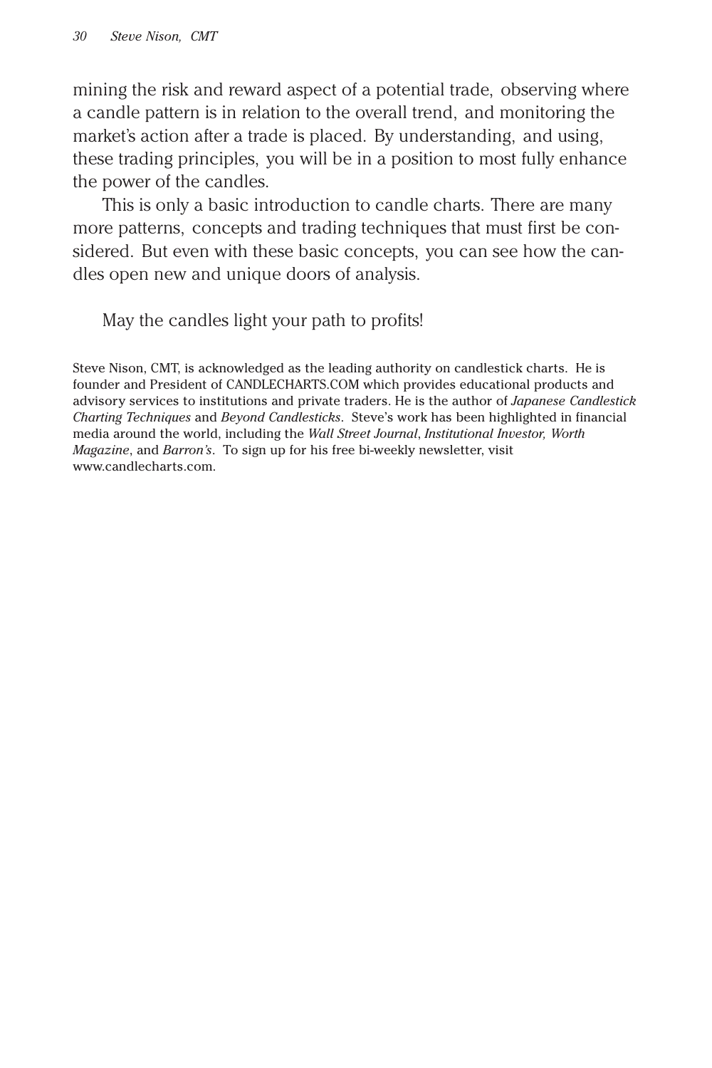mining the risk and reward aspect of a potential trade, observing where a candle pattern is in relation to the overall trend, and monitoring the market's action after a trade is placed. By understanding, and using, these trading principles, you will be in a position to most fully enhance the power of the candles.

This is only a basic introduction to candle charts. There are many more patterns, concepts and trading techniques that must first be considered. But even with these basic concepts, you can see how the candles open new and unique doors of analysis.

May the candles light your path to profits!

Steve Nison, CMT, is acknowledged as the leading authority on candlestick charts. He is founder and President of CANDLECHARTS.COM which provides educational products and advisory services to institutions and private traders. He is the author of *Japanese Candlestick Charting Techniques* and *Beyond Candlesticks*. Steve's work has been highlighted in financial media around the world, including the *Wall Street Journal*, *Institutional Investor, Worth Magazine*, and *Barron's*. To sign up for his free bi-weekly newsletter, visit www.candlecharts.com.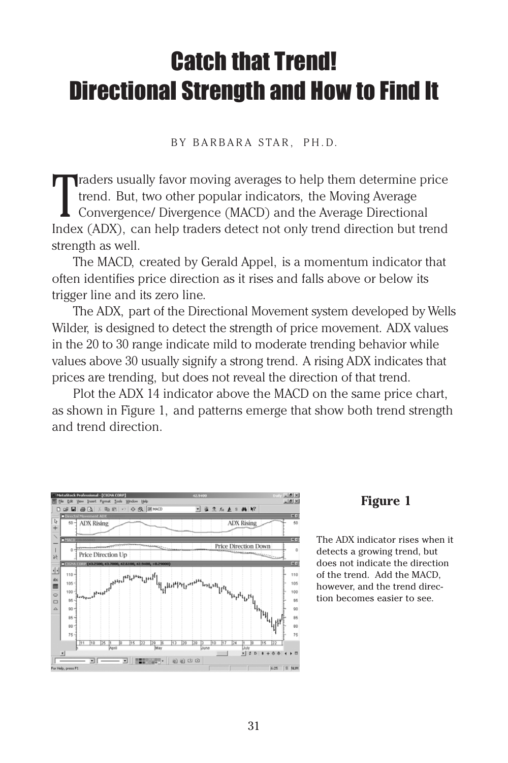# Catch that Trend!
# Directional Strength and How to Find It

BY BARBARA STAR, PH.D.

Traders usually favor moving averages to help them determine price trend. But, two other popular indicators, the Moving Average Convergence/ Divergence (MACD) and the Average Directional Index (ADX), can help traders detect not only trend direction but trend strength as well.

The MACD, created by Gerald Appel, is a momentum indicator that often identifies price direction as it rises and falls above or below its trigger line and its zero line.

The ADX, part of the Directional Movement system developed by Wells Wilder, is designed to detect the strength of price movement. ADX values in the 20 to 30 range indicate mild to moderate trending behavior while values above 30 usually signify a strong trend. A rising ADX indicates that prices are trending, but does not reveal the direction of that trend.

Plot the ADX 14 indicator above the MACD on the same price chart, as shown in Figure 1, and patterns emerge that show both trend strength and trend direction.

**Figure 1**

The ADX indicator rises when it detects a growing trend, but does not indicate the direction of the trend. Add the MACD, however, and the trend direction becomes easier to see.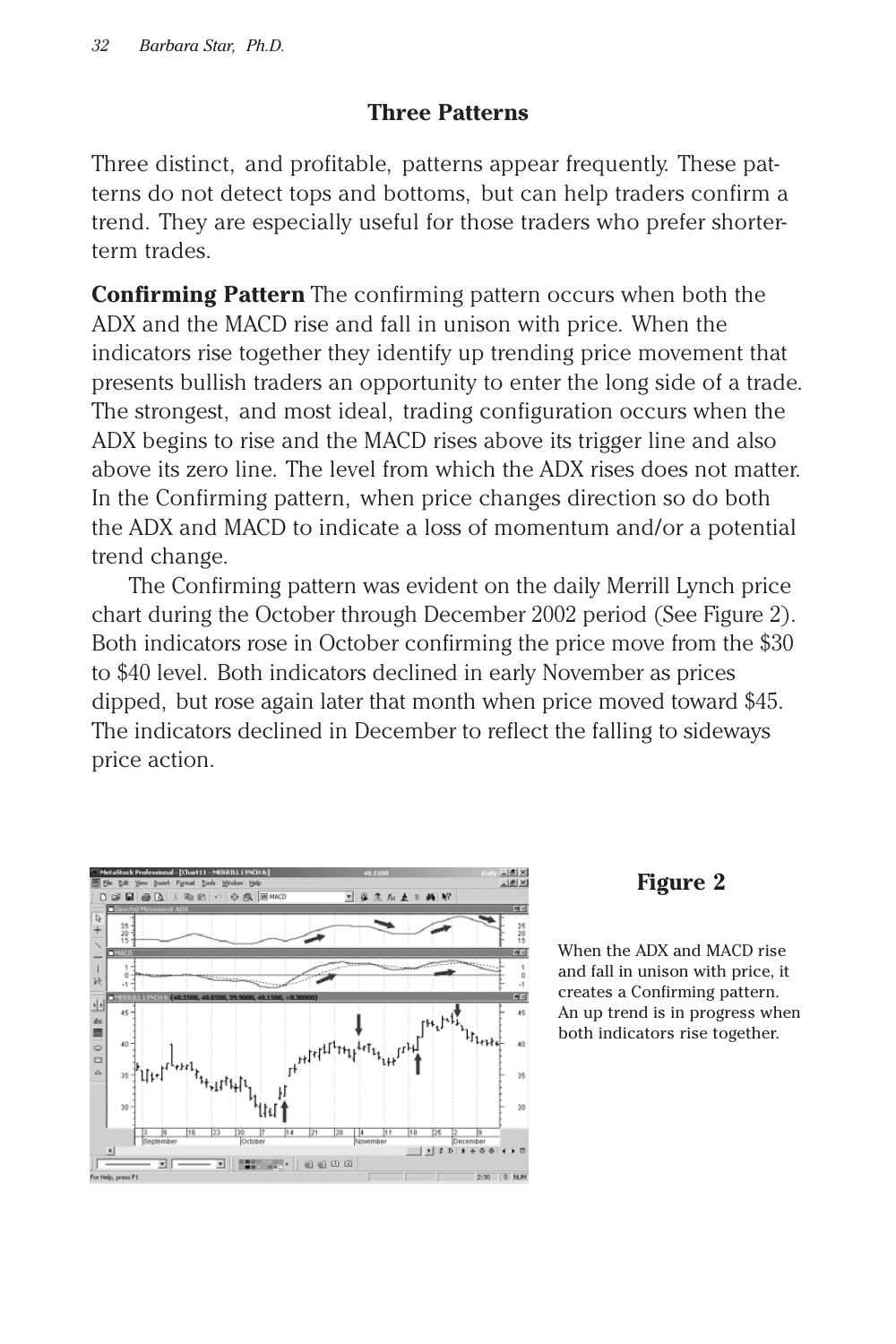### Three Patterns

Three distinct, and profitable, patterns appear frequently. These patterns do not detect tops and bottoms, but can help traders confirm a trend. They are especially useful for those traders who prefer shorter-term trades.

**Confirming Pattern** The confirming pattern occurs when both the ADX and the MACD rise and fall in unison with price. When the indicators rise together they identify up trending price movement that presents bullish traders an opportunity to enter the long side of a trade. The strongest, and most ideal, trading configuration occurs when the ADX begins to rise and the MACD rises above its trigger line and also above its zero line. The level from which the ADX rises does not matter. In the Confirming pattern, when price changes direction so do both the ADX and MACD to indicate a loss of momentum and/or a potential trend change.

The Confirming pattern was evident on the daily Merrill Lynch price chart during the October through December 2002 period (See Figure 2). Both indicators rose in October confirming the price move from the $30 to $40 level. Both indicators declined in early November as prices dipped, but rose again later that month when price moved toward $45. The indicators declined in December to reflect the falling to sideways price action.

**Figure 2**

When the ADX and MACD rise and fall in unison with price, it creates a Confirming pattern. An up trend is in progress when both indicators rise together.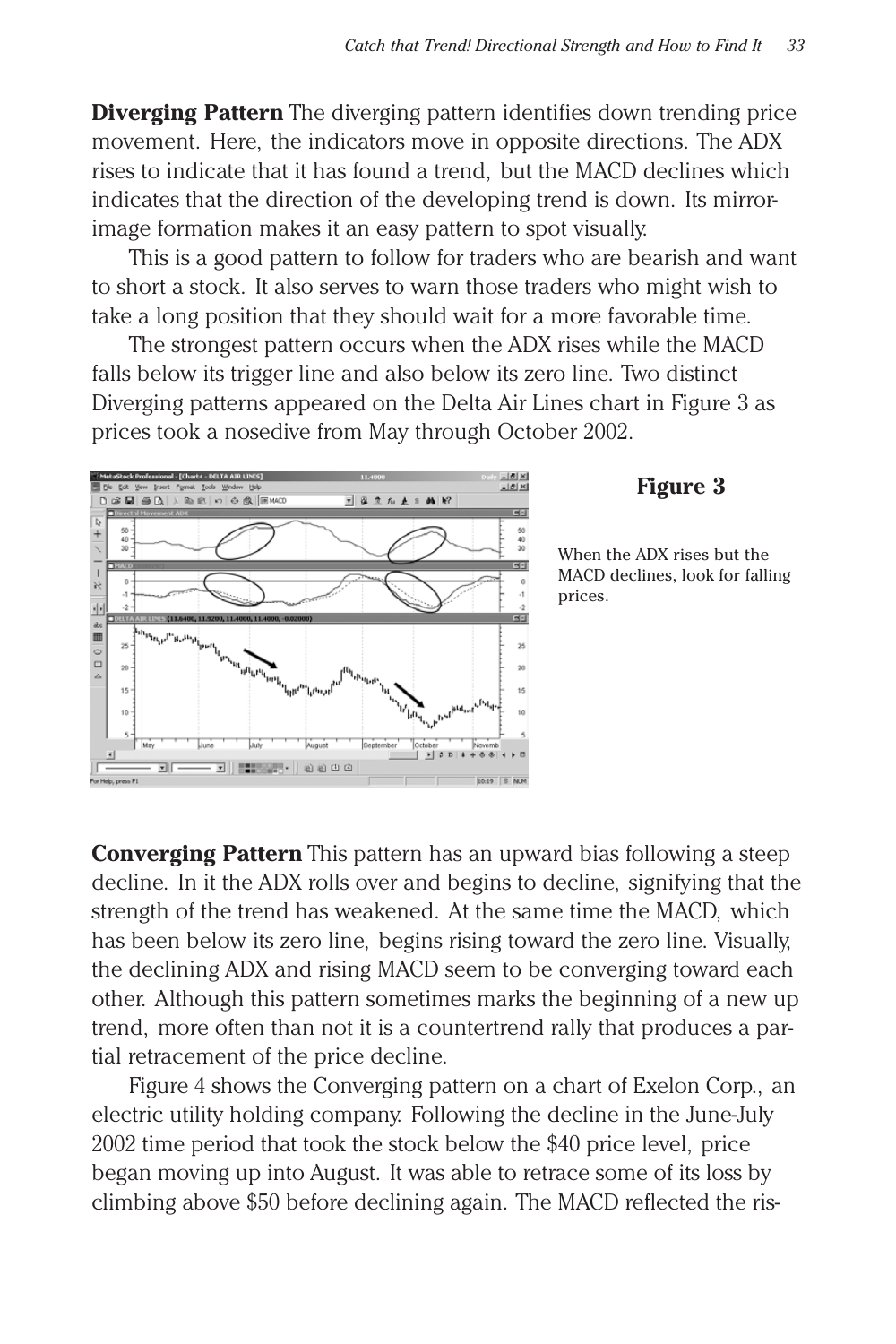**Diverging Pattern** The diverging pattern identifies down trending price movement. Here, the indicators move in opposite directions. The ADX rises to indicate that it has found a trend, but the MACD declines which indicates that the direction of the developing trend is down. Its mirror-image formation makes it an easy pattern to spot visually.

This is a good pattern to follow for traders who are bearish and want to short a stock. It also serves to warn those traders who might wish to take a long position that they should wait for a more favorable time.

The strongest pattern occurs when the ADX rises while the MACD falls below its trigger line and also below its zero line. Two distinct Diverging patterns appeared on the Delta Air Lines chart in Figure 3 as prices took a nosedive from May through October 2002.

**Figure 3**

When the ADX rises but the MACD declines, look for falling prices.

**Converging Pattern** This pattern has an upward bias following a steep decline. In it the ADX rolls over and begins to decline, signifying that the strength of the trend has weakened. At the same time the MACD, which has been below its zero line, begins rising toward the zero line. Visually, the declining ADX and rising MACD seem to be converging toward each other. Although this pattern sometimes marks the beginning of a new up trend, more often than not it is a countertrend rally that produces a partial retracement of the price decline.

Figure 4 shows the Converging pattern on a chart of Exelon Corp., an electric utility holding company. Following the decline in the June-July 2002 time period that took the stock below the $40 price level, price began moving up into August. It was able to retrace some of its loss by climbing above $50 before declining again. The MACD reflected the ris-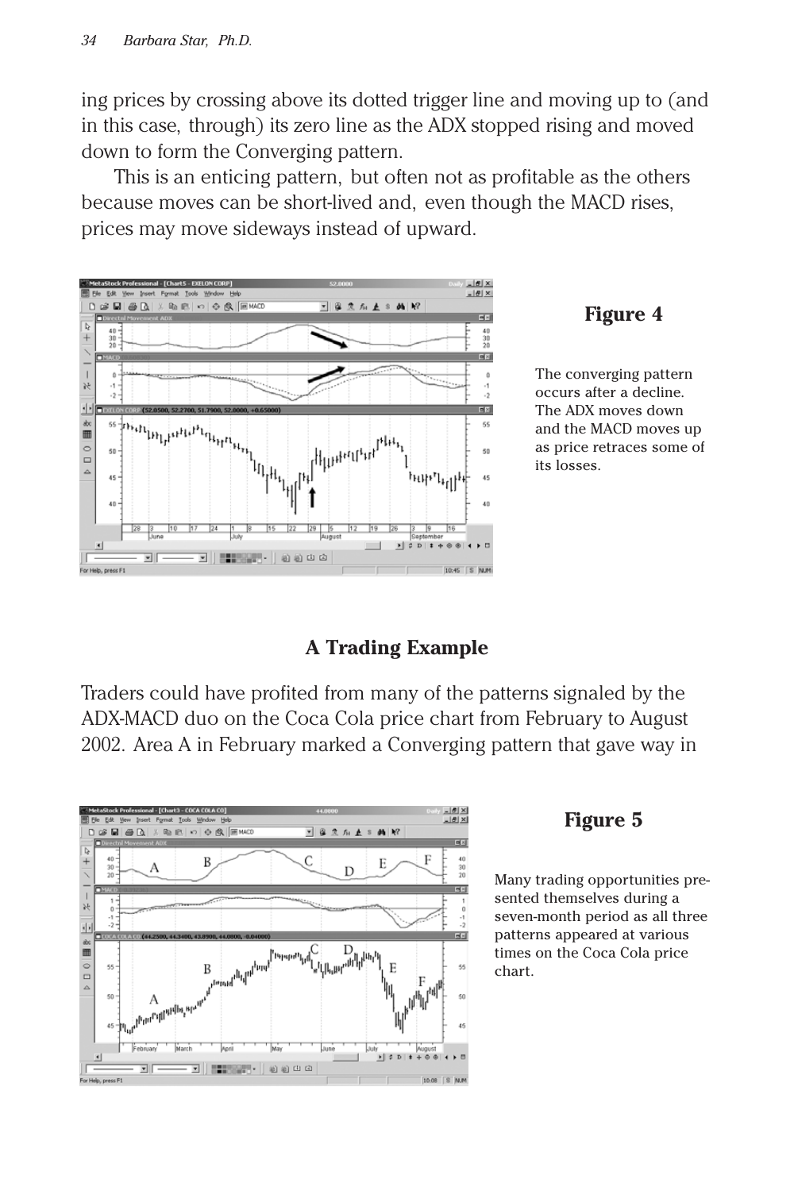ing prices by crossing above its dotted trigger line and moving up to (and in this case, through) its zero line as the ADX stopped rising and moved down to form the Converging pattern.

This is an enticing pattern, but often not as profitable as the others because moves can be short-lived and, even though the MACD rises, prices may move sideways instead of upward.

**Figure 4**

The converging pattern occurs after a decline. The ADX moves down and the MACD moves up as price retraces some of its losses.

## A Trading Example

Traders could have profited from many of the patterns signaled by the ADX-MACD duo on the Coca Cola price chart from February to August 2002. Area A in February marked a Converging pattern that gave way in

**Figure 5**

Many trading opportunities presented themselves during a seven-month period as all three patterns appeared at various times on the Coca Cola price chart.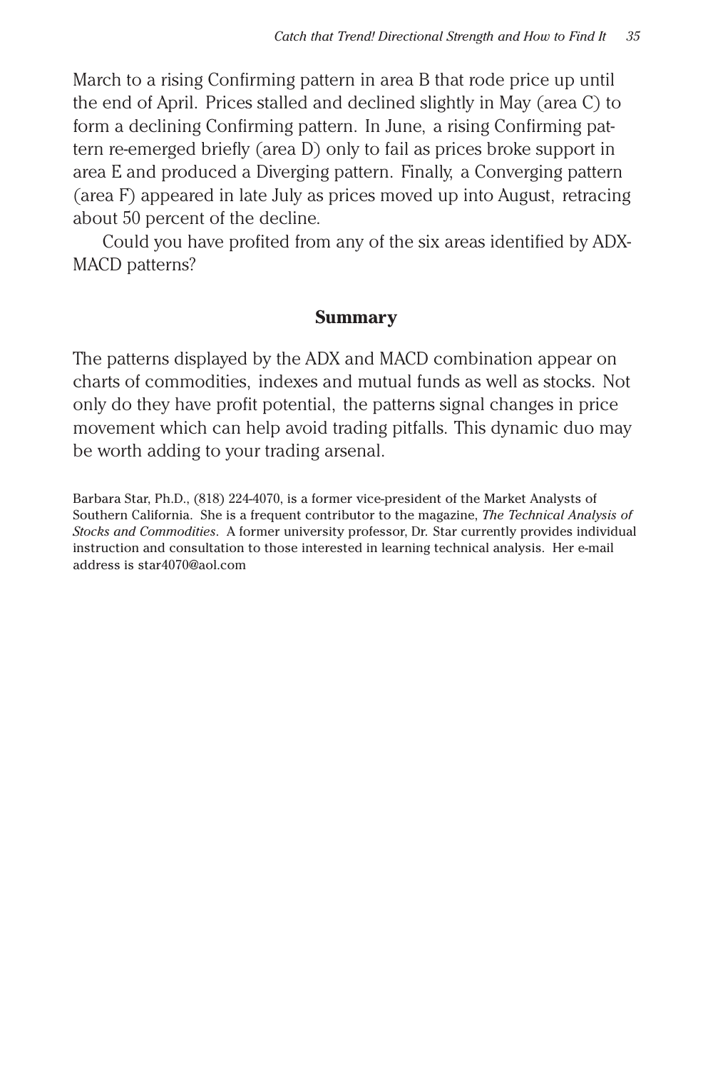March to a rising Confirming pattern in area B that rode price up until the end of April. Prices stalled and declined slightly in May (area C) to form a declining Confirming pattern. In June, a rising Confirming pattern re-emerged briefly (area D) only to fail as prices broke support in area E and produced a Diverging pattern. Finally, a Converging pattern (area F) appeared in late July as prices moved up into August, retracing about 50 percent of the decline.

Could you have profited from any of the six areas identified by ADX-MACD patterns?

## Summary

The patterns displayed by the ADX and MACD combination appear on charts of commodities, indexes and mutual funds as well as stocks. Not only do they have profit potential, the patterns signal changes in price movement which can help avoid trading pitfalls. This dynamic duo may be worth adding to your trading arsenal.

Barbara Star, Ph.D., (818) 224-4070, is a former vice-president of the Market Analysts of Southern California. She is a frequent contributor to the magazine, *The Technical Analysis of Stocks and Commodities*. A former university professor, Dr. Star currently provides individual instruction and consultation to those interested in learning technical analysis. Her e-mail address is star4070@aol.com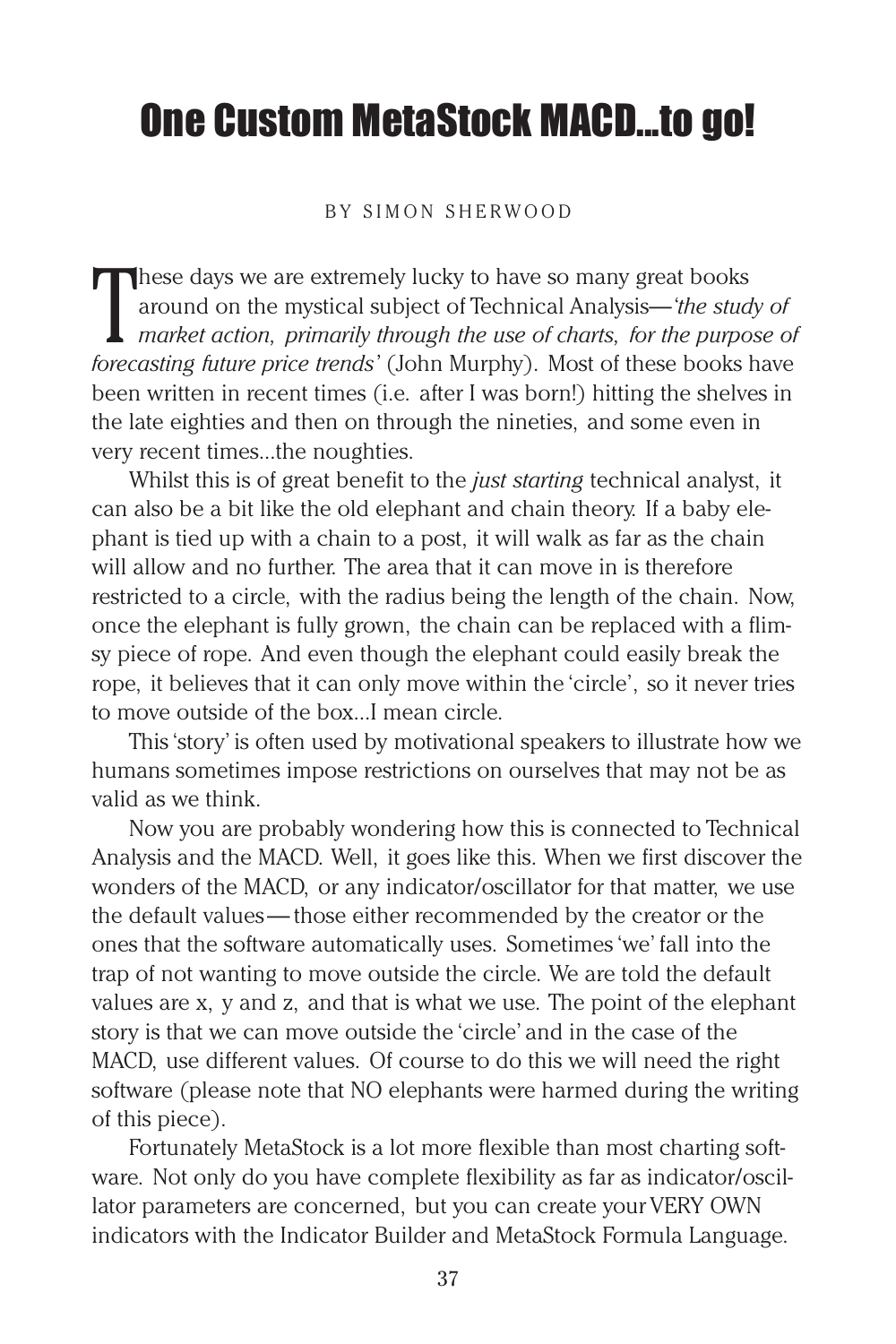# One Custom MetaStock MACD...to go!

BY SIMON SHERWOOD

These days we are extremely lucky to have so many great books around on the mystical subject of Technical Analysis—*'the study of market action, primarily through the use of charts, for the purpose of forecasting future price trends'* (John Murphy). Most of these books have been written in recent times (i.e. after I was born!) hitting the shelves in the late eighties and then on through the nineties, and some even in very recent times...the noughties.

Whilst this is of great benefit to the *just starting* technical analyst, it can also be a bit like the old elephant and chain theory. If a baby elephant is tied up with a chain to a post, it will walk as far as the chain will allow and no further. The area that it can move in is therefore restricted to a circle, with the radius being the length of the chain. Now, once the elephant is fully grown, the chain can be replaced with a flimsy piece of rope. And even though the elephant could easily break the rope, it believes that it can only move within the 'circle', so it never tries to move outside of the box...I mean circle.

This 'story' is often used by motivational speakers to illustrate how we humans sometimes impose restrictions on ourselves that may not be as valid as we think.

Now you are probably wondering how this is connected to Technical Analysis and the MACD. Well, it goes like this. When we first discover the wonders of the MACD, or any indicator/oscillator for that matter, we use the default values—those either recommended by the creator or the ones that the software automatically uses. Sometimes 'we' fall into the trap of not wanting to move outside the circle. We are told the default values are x, y and z, and that is what we use. The point of the elephant story is that we can move outside the 'circle' and in the case of the MACD, use different values. Of course to do this we will need the right software (please note that NO elephants were harmed during the writing of this piece).

Fortunately MetaStock is a lot more flexible than most charting software. Not only do you have complete flexibility as far as indicator/oscillator parameters are concerned, but you can create your VERY OWN indicators with the Indicator Builder and MetaStock Formula Language.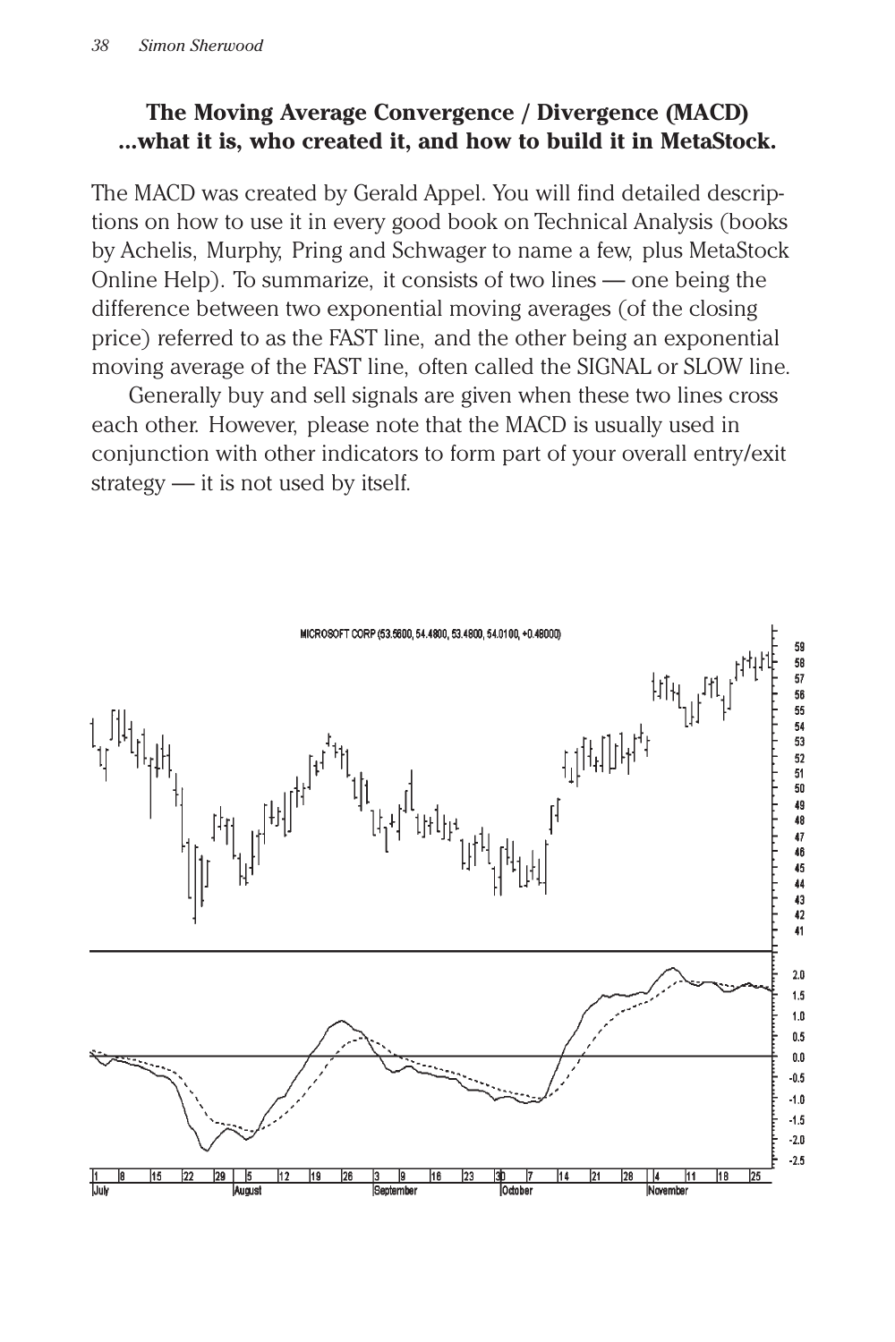**The Moving Average Convergence / Divergence (MACD) ...what it is, who created it, and how to build it in MetaStock.**

The MACD was created by Gerald Appel. You will find detailed descriptions on how to use it in every good book on Technical Analysis (books by Achelis, Murphy, Pring and Schwager to name a few, plus MetaStock Online Help). To summarize, it consists of two lines — one being the difference between two exponential moving averages (of the closing price) referred to as the FAST line, and the other being an exponential moving average of the FAST line, often called the SIGNAL or SLOW line.

Generally buy and sell signals are given when these two lines cross each other. However, please note that the MACD is usually used in conjunction with other indicators to form part of your overall entry/exit strategy — it is not used by itself.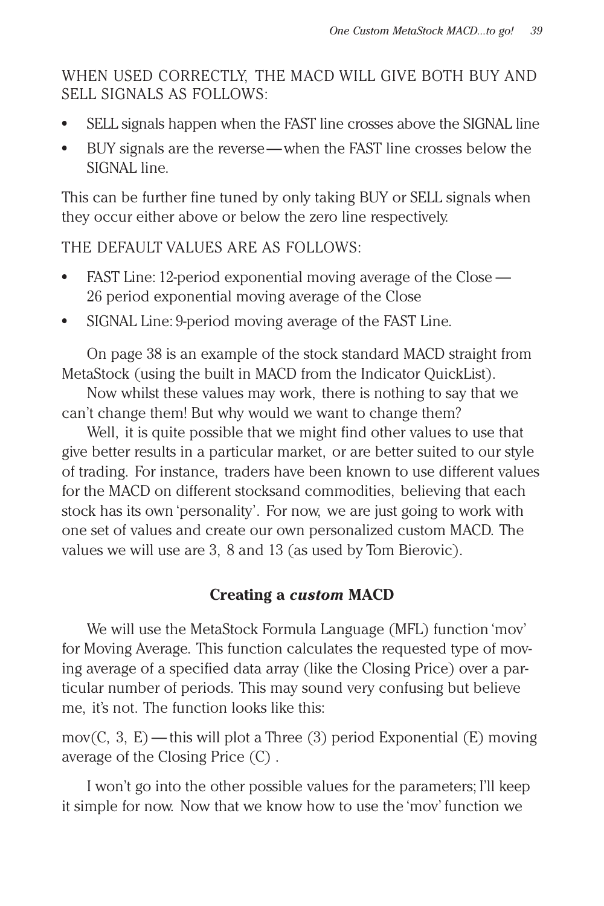WHEN USED CORRECTLY, THE MACD WILL GIVE BOTH BUY AND SELL SIGNALS AS FOLLOWS:

- SELL signals happen when the FAST line crosses above the SIGNAL line
- BUY signals are the reverse — when the FAST line crosses below the SIGNAL line.

This can be further fine tuned by only taking BUY or SELL signals when they occur either above or below the zero line respectively.

THE DEFAULT VALUES ARE AS FOLLOWS:

- FAST Line: 12-period exponential moving average of the Close — 26 period exponential moving average of the Close
- SIGNAL Line: 9-period moving average of the FAST Line.

On page 38 is an example of the stock standard MACD straight from MetaStock (using the built in MACD from the Indicator QuickList).

Now whilst these values may work, there is nothing to say that we can't change them! But why would we want to change them?

Well, it is quite possible that we might find other values to use that give better results in a particular market, or are better suited to our style of trading. For instance, traders have been known to use different values for the MACD on different stocksand commodities, believing that each stock has its own 'personality'. For now, we are just going to work with one set of values and create our own personalized custom MACD. The values we will use are 3, 8 and 13 (as used by Tom Bierovic).

### Creating a *custom* MACD

We will use the MetaStock Formula Language (MFL) function 'mov' for Moving Average. This function calculates the requested type of moving average of a specified data array (like the Closing Price) over a particular number of periods. This may sound very confusing but believe me, it's not. The function looks like this:

mov(C, 3, E) — this will plot a Three (3) period Exponential (E) moving average of the Closing Price (C) .

I won't go into the other possible values for the parameters; I'll keep it simple for now. Now that we know how to use the 'mov' function we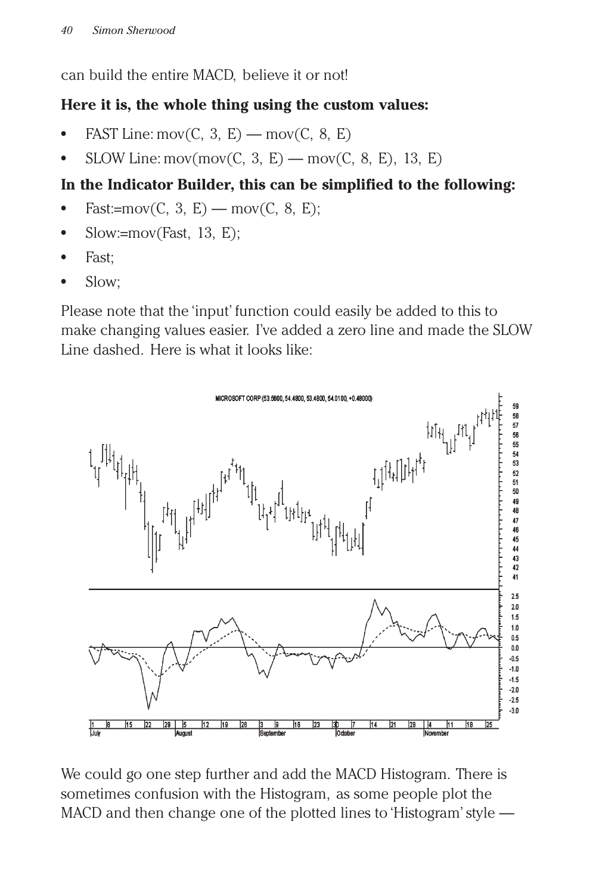can build the entire MACD, believe it or not!

**Here it is, the whole thing using the custom values:**

- FAST Line: mov(C, 3, E) — mov(C, 8, E)
- SLOW Line: mov(mov(C, 3, E) — mov(C, 8, E), 13, E)

**In the Indicator Builder, this can be simplified to the following:**

- Fast:=mov(C, 3, E) — mov(C, 8, E);
- Slow:=mov(Fast, 13, E);
- Fast;
- Slow;

Please note that the 'input' function could easily be added to this to make changing values easier. I've added a zero line and made the SLOW Line dashed. Here is what it looks like:

We could go one step further and add the MACD Histogram. There is sometimes confusion with the Histogram, as some people plot the MACD and then change one of the plotted lines to 'Histogram' style —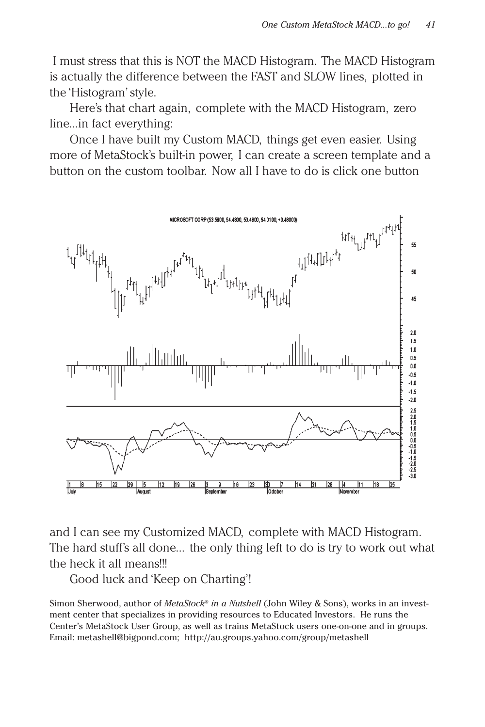I must stress that this is NOT the MACD Histogram. The MACD Histogram is actually the difference between the FAST and SLOW lines, plotted in the 'Histogram' style.

Here's that chart again, complete with the MACD Histogram, zero line...in fact everything:

Once I have built my Custom MACD, things get even easier. Using more of MetaStock's built-in power, I can create a screen template and a button on the custom toolbar. Now all I have to do is click one button

and I can see my Customized MACD, complete with MACD Histogram. The hard stuff's all done... the only thing left to do is try to work out what the heck it all means!!!

Good luck and 'Keep on Charting'!

Simon Sherwood, author of *MetaStock® in a Nutshell* (John Wiley & Sons), works in an investment center that specializes in providing resources to Educated Investors. He runs the Center's MetaStock User Group, as well as trains MetaStock users one-on-one and in groups. Email: metashell@bigpond.com; http://au.groups.yahoo.com/group/metashell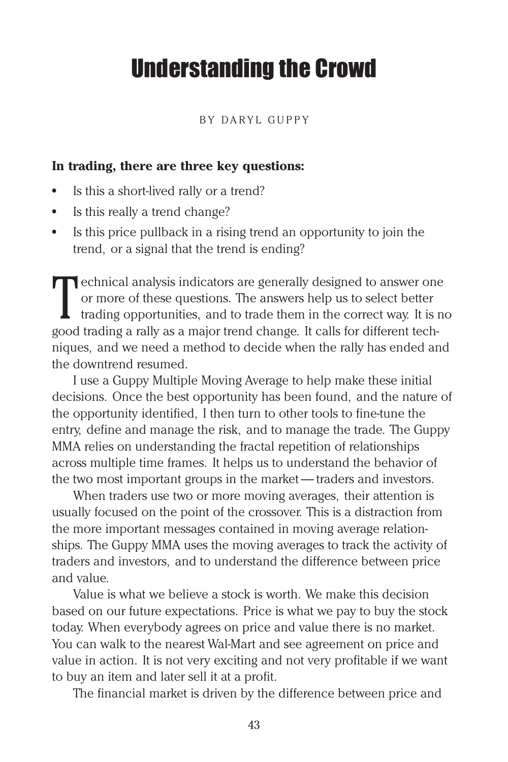# Understanding the Crowd

BY DARYL GUPPY

**In trading, there are three key questions:**

- Is this a short-lived rally or a trend?
- Is this really a trend change?
- Is this price pullback in a rising trend an opportunity to join the trend, or a signal that the trend is ending?

Technical analysis indicators are generally designed to answer one or more of these questions. The answers help us to select better trading opportunities, and to trade them in the correct way. It is no good trading a rally as a major trend change. It calls for different techniques, and we need a method to decide when the rally has ended and the downtrend resumed.

I use a Guppy Multiple Moving Average to help make these initial decisions. Once the best opportunity has been found, and the nature of the opportunity identified, I then turn to other tools to fine-tune the entry, define and manage the risk, and to manage the trade. The Guppy MMA relies on understanding the fractal repetition of relationships across multiple time frames. It helps us to understand the behavior of the two most important groups in the market—traders and investors.

When traders use two or more moving averages, their attention is usually focused on the point of the crossover. This is a distraction from the more important messages contained in moving average relationships. The Guppy MMA uses the moving averages to track the activity of traders and investors, and to understand the difference between price and value.

Value is what we believe a stock is worth. We make this decision based on our future expectations. Price is what we pay to buy the stock today. When everybody agrees on price and value there is no market. You can walk to the nearest Wal-Mart and see agreement on price and value in action. It is not very exciting and not very profitable if we want to buy an item and later sell it at a profit.

The financial market is driven by the difference between price and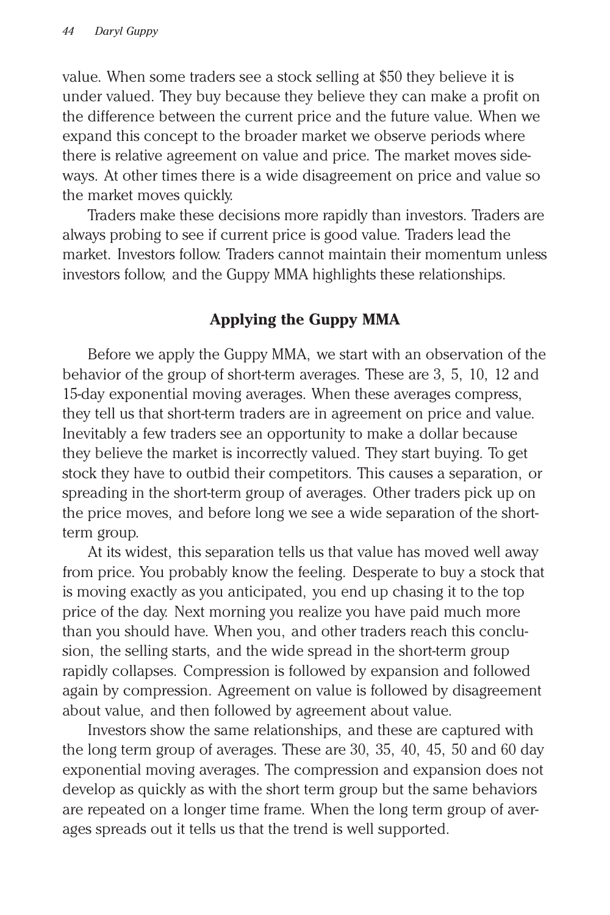value. When some traders see a stock selling at $50 they believe it is under valued. They buy because they believe they can make a profit on the difference between the current price and the future value. When we expand this concept to the broader market we observe periods where there is relative agreement on value and price. The market moves sideways. At other times there is a wide disagreement on price and value so the market moves quickly.

Traders make these decisions more rapidly than investors. Traders are always probing to see if current price is good value. Traders lead the market. Investors follow. Traders cannot maintain their momentum unless investors follow, and the Guppy MMA highlights these relationships.

## Applying the Guppy MMA

Before we apply the Guppy MMA, we start with an observation of the behavior of the group of short-term averages. These are 3, 5, 10, 12 and 15-day exponential moving averages. When these averages compress, they tell us that short-term traders are in agreement on price and value. Inevitably a few traders see an opportunity to make a dollar because they believe the market is incorrectly valued. They start buying. To get stock they have to outbid their competitors. This causes a separation, or spreading in the short-term group of averages. Other traders pick up on the price moves, and before long we see a wide separation of the short-term group.

At its widest, this separation tells us that value has moved well away from price. You probably know the feeling. Desperate to buy a stock that is moving exactly as you anticipated, you end up chasing it to the top price of the day. Next morning you realize you have paid much more than you should have. When you, and other traders reach this conclusion, the selling starts, and the wide spread in the short-term group rapidly collapses. Compression is followed by expansion and followed again by compression. Agreement on value is followed by disagreement about value, and then followed by agreement about value.

Investors show the same relationships, and these are captured with the long term group of averages. These are 30, 35, 40, 45, 50 and 60 day exponential moving averages. The compression and expansion does not develop as quickly as with the short term group but the same behaviors are repeated on a longer time frame. When the long term group of averages spreads out it tells us that the trend is well supported.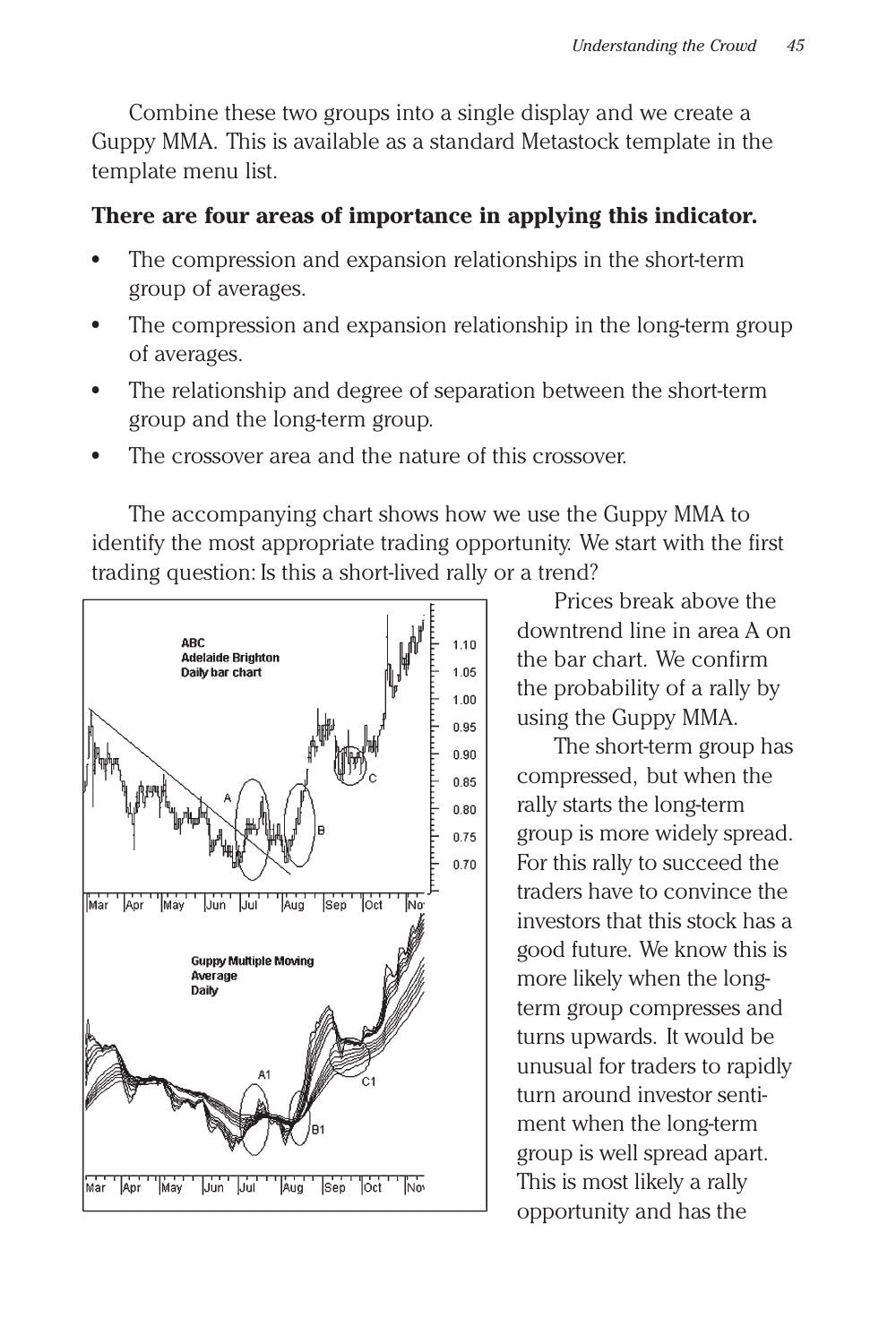Combine these two groups into a single display and we create a Guppy MMA. This is available as a standard Metastock template in the template menu list.

**There are four areas of importance in applying this indicator.**

- The compression and expansion relationships in the short-term group of averages.
- The compression and expansion relationship in the long-term group of averages.
- The relationship and degree of separation between the short-term group and the long-term group.
- The crossover area and the nature of this crossover.

The accompanying chart shows how we use the Guppy MMA to identify the most appropriate trading opportunity. We start with the first trading question: Is this a short-lived rally or a trend?

Prices break above the downtrend line in area A on the bar chart. We confirm the probability of a rally by using the Guppy MMA.

The short-term group has compressed, but when the rally starts the long-term group is more widely spread. For this rally to succeed the traders have to convince the investors that this stock has a good future. We know this is more likely when the long-term group compresses and turns upwards. It would be unusual for traders to rapidly turn around investor sentiment when the long-term group is well spread apart. This is most likely a rally opportunity and has the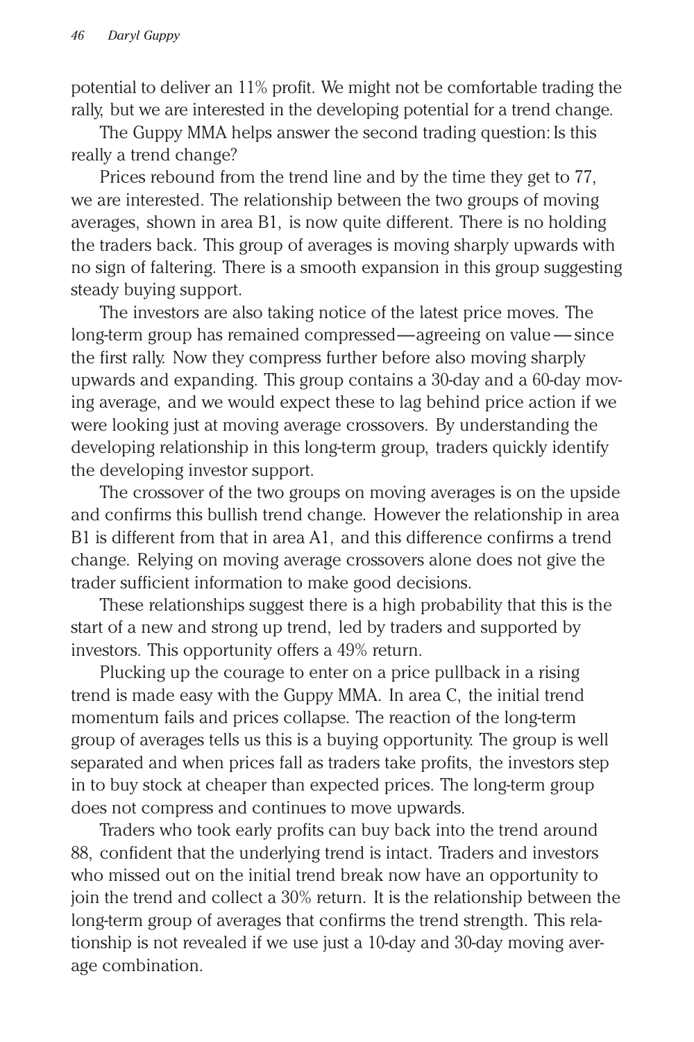potential to deliver an 11% profit. We might not be comfortable trading the rally, but we are interested in the developing potential for a trend change.

The Guppy MMA helps answer the second trading question: Is this really a trend change?

Prices rebound from the trend line and by the time they get to 77, we are interested. The relationship between the two groups of moving averages, shown in area B1, is now quite different. There is no holding the traders back. This group of averages is moving sharply upwards with no sign of faltering. There is a smooth expansion in this group suggesting steady buying support.

The investors are also taking notice of the latest price moves. The long-term group has remained compressed—agreeing on value—since the first rally. Now they compress further before also moving sharply upwards and expanding. This group contains a 30-day and a 60-day moving average, and we would expect these to lag behind price action if we were looking just at moving average crossovers. By understanding the developing relationship in this long-term group, traders quickly identify the developing investor support.

The crossover of the two groups on moving averages is on the upside and confirms this bullish trend change. However the relationship in area B1 is different from that in area A1, and this difference confirms a trend change. Relying on moving average crossovers alone does not give the trader sufficient information to make good decisions.

These relationships suggest there is a high probability that this is the start of a new and strong up trend, led by traders and supported by investors. This opportunity offers a 49% return.

Plucking up the courage to enter on a price pullback in a rising trend is made easy with the Guppy MMA. In area C, the initial trend momentum fails and prices collapse. The reaction of the long-term group of averages tells us this is a buying opportunity. The group is well separated and when prices fall as traders take profits, the investors step in to buy stock at cheaper than expected prices. The long-term group does not compress and continues to move upwards.

Traders who took early profits can buy back into the trend around 88, confident that the underlying trend is intact. Traders and investors who missed out on the initial trend break now have an opportunity to join the trend and collect a 30% return. It is the relationship between the long-term group of averages that confirms the trend strength. This relationship is not revealed if we use just a 10-day and 30-day moving average combination.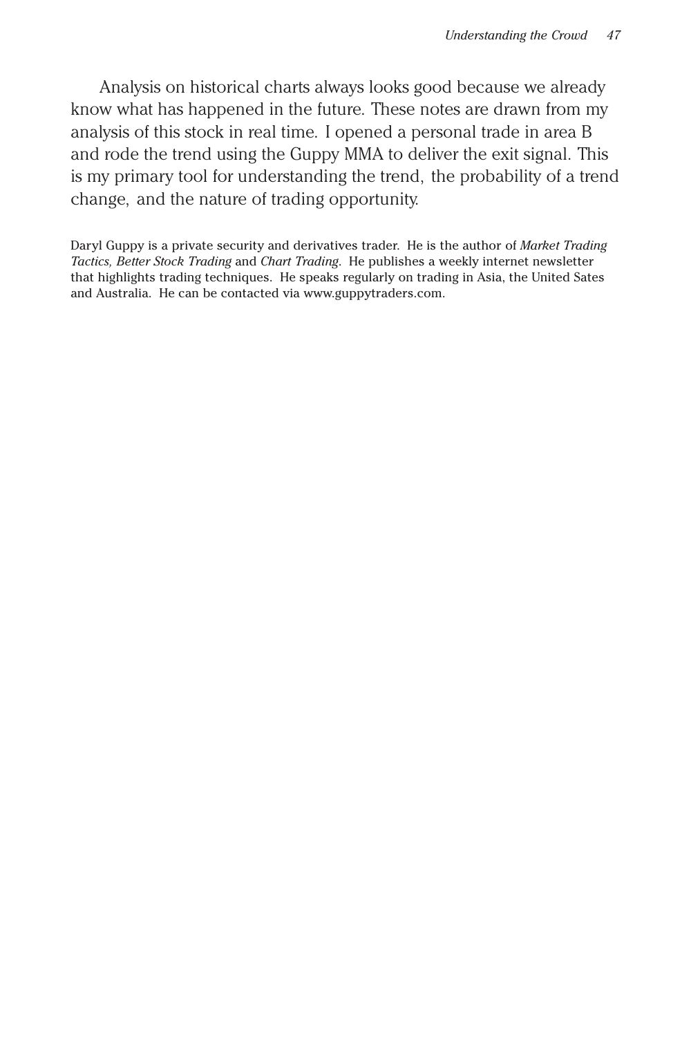Analysis on historical charts always looks good because we already know what has happened in the future. These notes are drawn from my analysis of this stock in real time. I opened a personal trade in area B and rode the trend using the Guppy MMA to deliver the exit signal. This is my primary tool for understanding the trend, the probability of a trend change, and the nature of trading opportunity.

Daryl Guppy is a private security and derivatives trader. He is the author of *Market Trading Tactics, Better Stock Trading* and *Chart Trading*. He publishes a weekly internet newsletter that highlights trading techniques. He speaks regularly on trading in Asia, the United Sates and Australia. He can be contacted via www.guppytraders.com.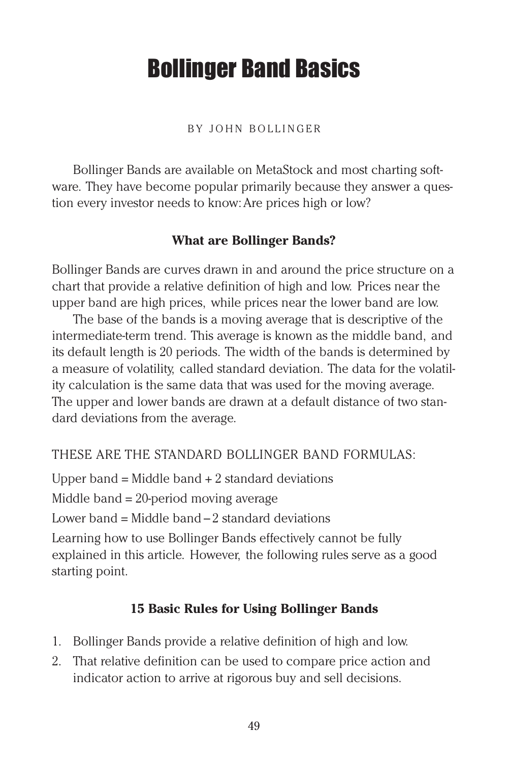# Bollinger Band Basics

BY JOHN BOLLINGER

Bollinger Bands are available on MetaStock and most charting software. They have become popular primarily because they answer a question every investor needs to know: Are prices high or low?

### What are Bollinger Bands?

Bollinger Bands are curves drawn in and around the price structure on a chart that provide a relative definition of high and low. Prices near the upper band are high prices, while prices near the lower band are low.

The base of the bands is a moving average that is descriptive of the intermediate-term trend. This average is known as the middle band, and its default length is 20 periods. The width of the bands is determined by a measure of volatility, called standard deviation. The data for the volatility calculation is the same data that was used for the moving average. The upper and lower bands are drawn at a default distance of two standard deviations from the average.

THESE ARE THE STANDARD BOLLINGER BAND FORMULAS:

Upper band = Middle band + 2 standard deviations

Middle band = 20-period moving average

Lower band = Middle band – 2 standard deviations

Learning how to use Bollinger Bands effectively cannot be fully explained in this article. However, the following rules serve as a good starting point.

### 15 Basic Rules for Using Bollinger Bands

1. Bollinger Bands provide a relative definition of high and low.
2. That relative definition can be used to compare price action and indicator action to arrive at rigorous buy and sell decisions.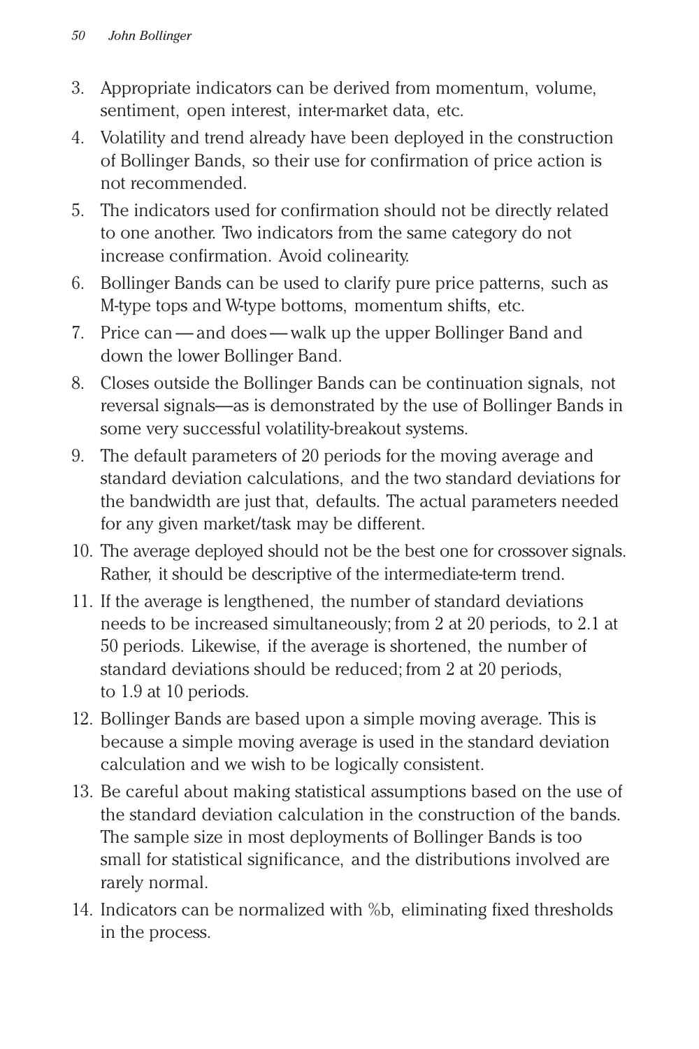3. Appropriate indicators can be derived from momentum, volume, sentiment, open interest, inter-market data, etc.
4. Volatility and trend already have been deployed in the construction of Bollinger Bands, so their use for confirmation of price action is not recommended.
5. The indicators used for confirmation should not be directly related to one another. Two indicators from the same category do not increase confirmation. Avoid colinearity.
6. Bollinger Bands can be used to clarify pure price patterns, such as M-type tops and W-type bottoms, momentum shifts, etc.
7. Price can — and does — walk up the upper Bollinger Band and down the lower Bollinger Band.
8. Closes outside the Bollinger Bands can be continuation signals, not reversal signals—as is demonstrated by the use of Bollinger Bands in some very successful volatility-breakout systems.
9. The default parameters of 20 periods for the moving average and standard deviation calculations, and the two standard deviations for the bandwidth are just that, defaults. The actual parameters needed for any given market/task may be different.
10. The average deployed should not be the best one for crossover signals. Rather, it should be descriptive of the intermediate-term trend.
11. If the average is lengthened, the number of standard deviations needs to be increased simultaneously; from 2 at 20 periods, to 2.1 at 50 periods. Likewise, if the average is shortened, the number of standard deviations should be reduced; from 2 at 20 periods, to 1.9 at 10 periods.
12. Bollinger Bands are based upon a simple moving average. This is because a simple moving average is used in the standard deviation calculation and we wish to be logically consistent.
13. Be careful about making statistical assumptions based on the use of the standard deviation calculation in the construction of the bands. The sample size in most deployments of Bollinger Bands is too small for statistical significance, and the distributions involved are rarely normal.
14. Indicators can be normalized with %b, eliminating fixed thresholds in the process.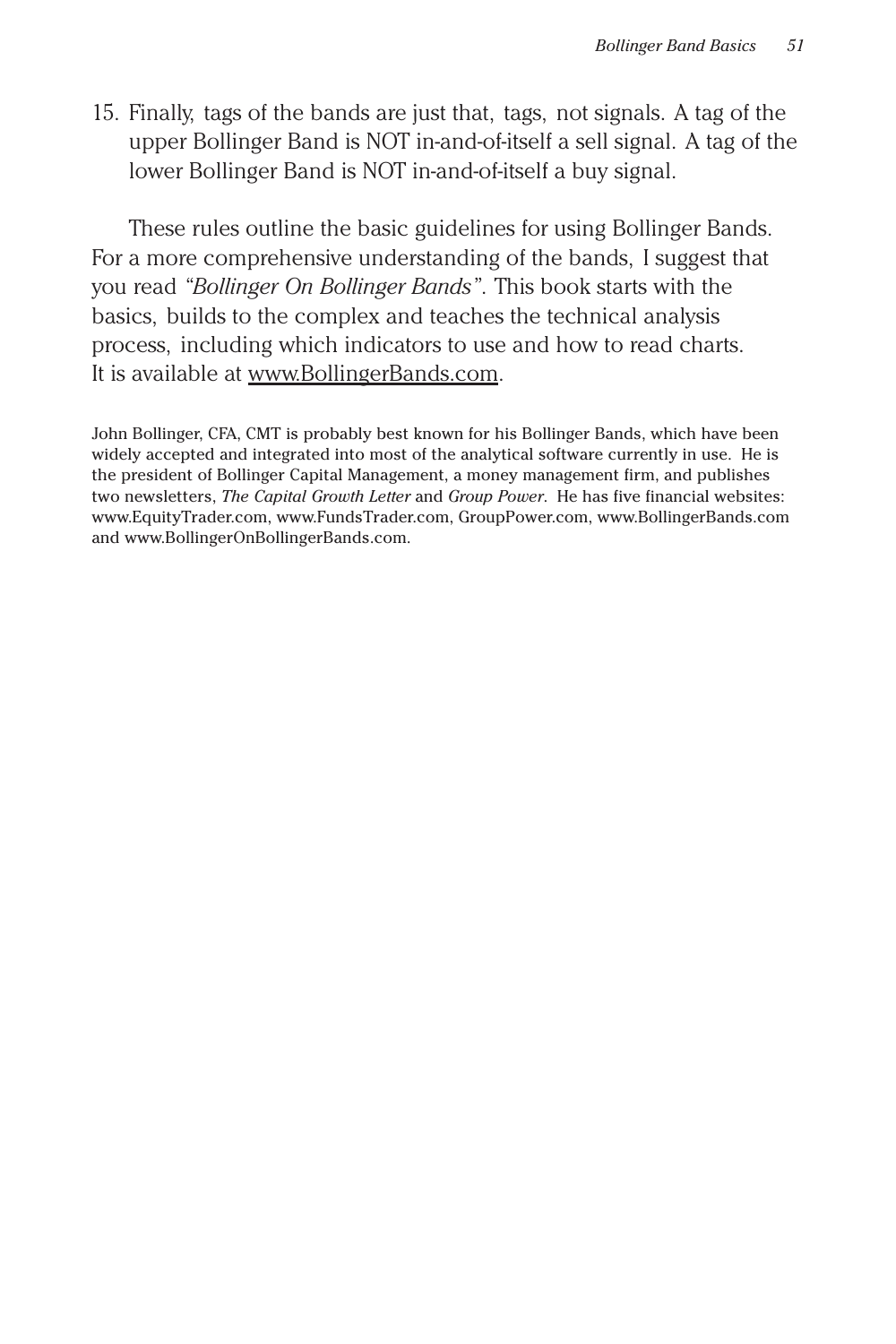15. Finally, tags of the bands are just that, tags, not signals. A tag of the upper Bollinger Band is NOT in-and-of-itself a sell signal. A tag of the lower Bollinger Band is NOT in-and-of-itself a buy signal.

These rules outline the basic guidelines for using Bollinger Bands. For a more comprehensive understanding of the bands, I suggest that you read *"Bollinger On Bollinger Bands"*. This book starts with the basics, builds to the complex and teaches the technical analysis process, including which indicators to use and how to read charts. It is available at www.BollingerBands.com.

John Bollinger, CFA, CMT is probably best known for his Bollinger Bands, which have been widely accepted and integrated into most of the analytical software currently in use. He is the president of Bollinger Capital Management, a money management firm, and publishes two newsletters, *The Capital Growth Letter* and *Group Power*. He has five financial websites: www.EquityTrader.com, www.FundsTrader.com, GroupPower.com, www.BollingerBands.com and www.BollingerOnBollingerBands.com.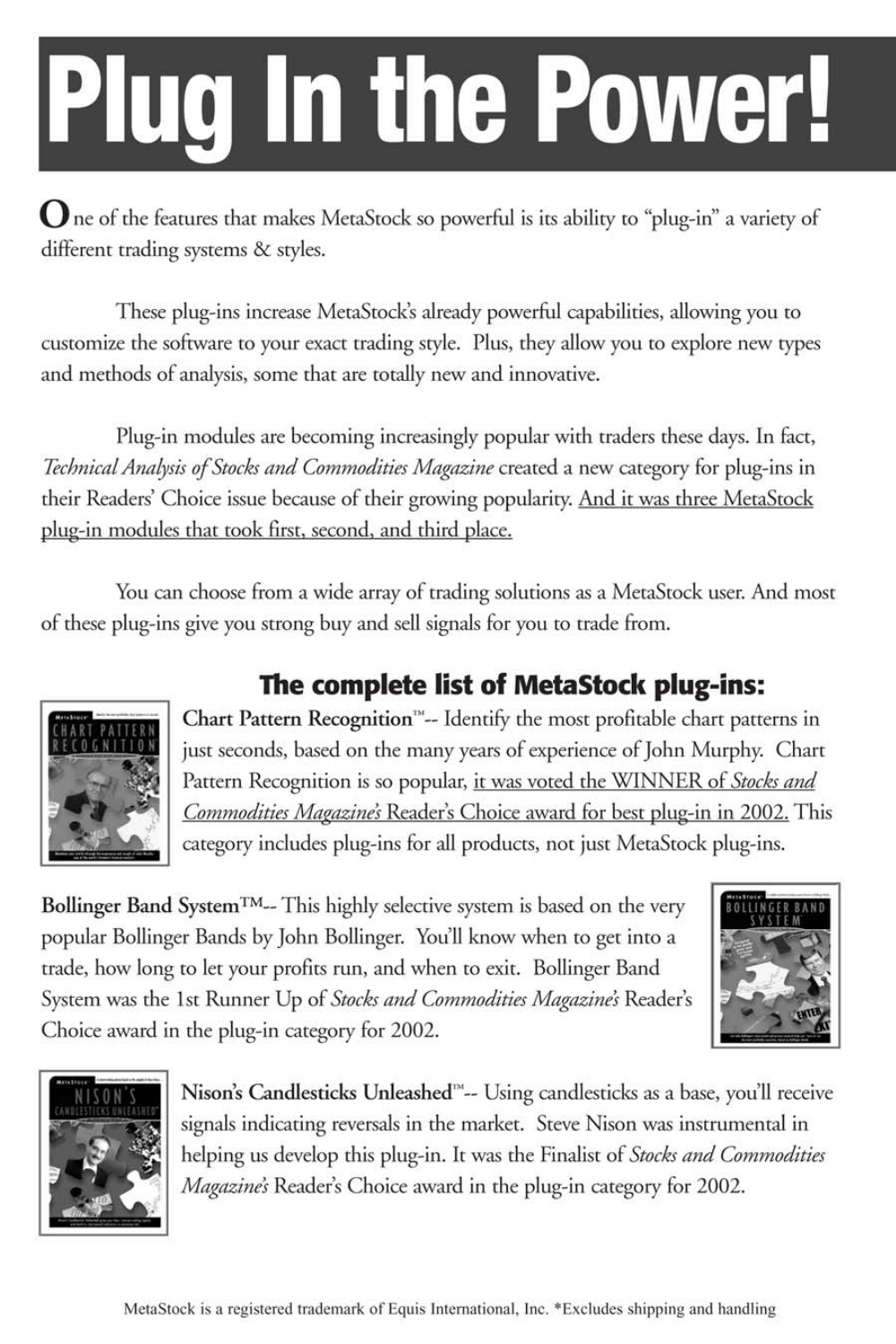# Plug In the Power!

One of the features that makes MetaStock so powerful is its ability to "plug-in" a variety of different trading systems & styles.

These plug-ins increase MetaStock's already powerful capabilities, allowing you to customize the software to your exact trading style. Plus, they allow you to explore new types and methods of analysis, some that are totally new and innovative.

Plug-in modules are becoming increasingly popular with traders these days. In fact, *Technical Analysis of Stocks and Commodities Magazine* created a new category for plug-ins in their Readers' Choice issue because of their growing popularity. <u>And it was three MetaStock plug-in modules that took first, second, and third place.</u>

You can choose from a wide array of trading solutions as a MetaStock user. And most of these plug-ins give you strong buy and sell signals for you to trade from.

## The complete list of MetaStock plug-ins:

**Chart Pattern Recognition™**-- Identify the most profitable chart patterns in just seconds, based on the many years of experience of John Murphy. Chart Pattern Recognition is so popular, <u>it was voted the WINNER of *Stocks and Commodities Magazine's* Reader's Choice award for best plug-in in 2002.</u> This category includes plug-ins for all products, not just MetaStock plug-ins.

**Bollinger Band System™**-- This highly selective system is based on the very popular Bollinger Bands by John Bollinger. You'll know when to get into a trade, how long to let your profits run, and when to exit. Bollinger Band System was the 1st Runner Up of *Stocks and Commodities Magazine's* Reader's Choice award in the plug-in category for 2002.

**Nison's Candlesticks Unleashed™**-- Using candlesticks as a base, you'll receive signals indicating reversals in the market. Steve Nison was instrumental in helping us develop this plug-in. It was the Finalist of *Stocks and Commodities Magazine's* Reader's Choice award in the plug-in category for 2002.

MetaStock is a registered trademark of Equis International, Inc. *Excludes shipping and handling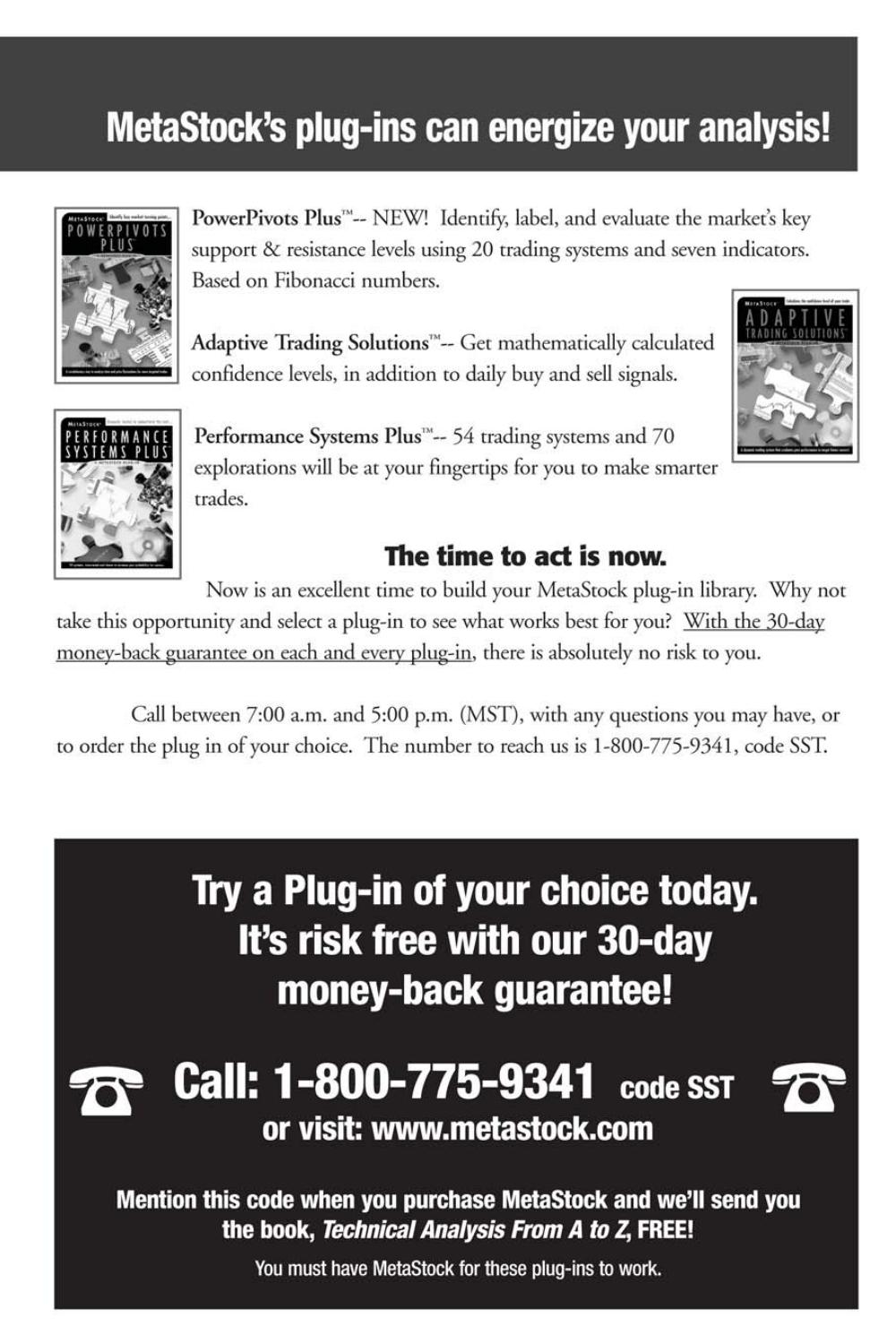# MetaStock's plug-ins can energize your analysis!

**PowerPivots Plus™**-- NEW! Identify, label, and evaluate the market's key support & resistance levels using 20 trading systems and seven indicators. Based on Fibonacci numbers.

**Adaptive Trading Solutions™**-- Get mathematically calculated confidence levels, in addition to daily buy and sell signals.

**Performance Systems Plus™**-- 54 trading systems and 70 explorations will be at your fingertips for you to make smarter trades.

## The time to act is now.

Now is an excellent time to build your MetaStock plug-in library. Why not take this opportunity and select a plug-in to see what works best for you? With the 30-day money-back guarantee on each and every plug-in, there is absolutely no risk to you.

Call between 7:00 a.m. and 5:00 p.m. (MST), with any questions you may have, or to order the plug in of your choice. The number to reach us is 1-800-775-9341, code SST.

## Try a Plug-in of your choice today. It's risk free with our 30-day money-back guarantee!

## Call: 1-800-775-9341 code SST

### or visit: www.metastock.com

**Mention this code when you purchase MetaStock and we'll send you the book, *Technical Analysis From A to Z*, FREE!**

You must have MetaStock for these plug-ins to work.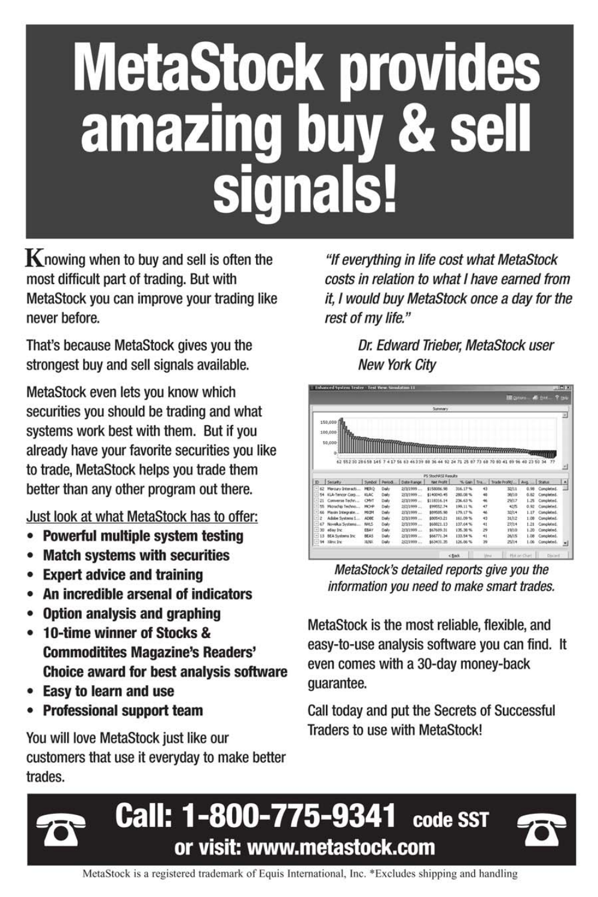# MetaStock provides amazing buy & sell signals!

Knowing when to buy and sell is often the most difficult part of trading. But with MetaStock you can improve your trading like never before.

That's because MetaStock gives you the strongest buy and sell signals available.

MetaStock even lets you know which securities you should be trading and what systems work best with them. But if you already have your favorite securities you like to trade, MetaStock helps you trade them better than any other program out there.

Just look at what MetaStock has to offer:

- **Powerful multiple system testing**
- **Match systems with securities**
- **Expert advice and training**
- **An incredible arsenal of indicators**
- **Option analysis and graphing**
- **10-time winner of Stocks & Commoditites Magazine's Readers' Choice award for best analysis software**
- **Easy to learn and use**
- **Professional support team**

You will love MetaStock just like our customers that use it everyday to make better trades.

*"If everything in life cost what MetaStock costs in relation to what I have earned from it, I would buy MetaStock once a day for the rest of my life."*

*Dr. Edward Trieber, MetaStock user New York City*

*MetaStock's detailed reports give you the information you need to make smart trades.*

MetaStock is the most reliable, flexible, and easy-to-use analysis software you can find. It even comes with a 30-day money-back guarantee.

Call today and put the Secrets of Successful Traders to use with MetaStock!

## Call: 1-800-775-9341 code SST

## or visit: www.metastock.com

MetaStock is a registered trademark of Equis International, Inc. *Excludes shipping and handling